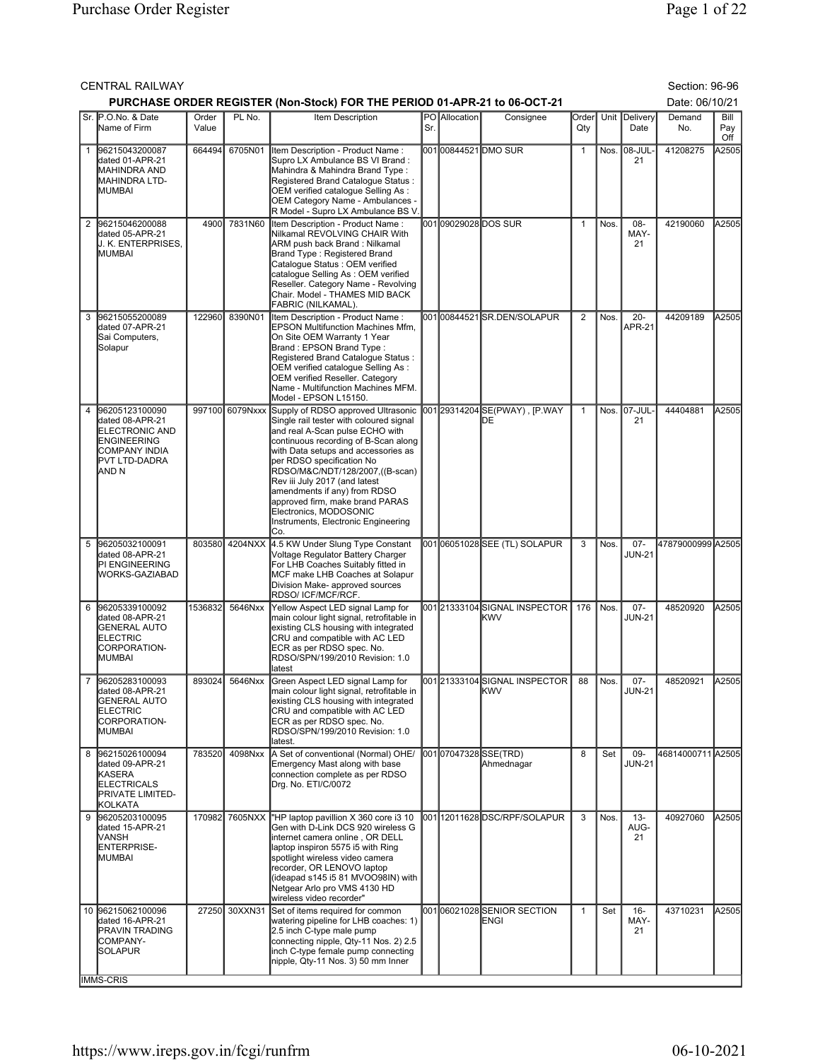CENTRAL RAILWAY

Section: 96-96

**PURCHASE ORDER REGISTER (Non-Stock) FOR THE PERIOD 01-APR-21 to 06-OCT-21**

Date: 06/10/21

| Sr. | P.O.No. & Date Name of Firm | Order Value | PL No. | Item Description | PO Sr. | Allocation | Consignee | Order Qty | Unit | Delivery Date | Demand No. | Bill Pay Off |
|---|---|---|---|---|---|---|---|---|---|---|---|---|
| 1 | 96215043200087 dated 01-APR-21 MAHINDRA AND MAHINDRA LTD-MUMBAI | 664494 | 6705N01 | Item Description - Product Name : Supro LX Ambulance BS VI Brand : Mahindra & Mahindra Brand Type : Registered Brand Catalogue Status : OEM verified catalogue Selling As : OEM Category Name - Ambulances - R Model - Supro LX Ambulance BS V. | 001 | 00844521 | DMO SUR | 1 | Nos. | 08-JUL-21 | 41208275 | A2505 |
| 2 | 96215046200088 dated 05-APR-21 J. K. ENTERPRISES, MUMBAI | 4900 | 7831N60 | Item Description - Product Name : Nilkamal REVOLVING CHAIR With ARM push back Brand : Nilkamal Brand Type : Registered Brand Catalogue Status : OEM verified catalogue Selling As : OEM verified Reseller. Category Name - Revolving Chair. Model - THAMES MID BACK FABRIC (NILKAMAL). | 001 | 09029028 | DOS SUR | 1 | Nos. | 08-MAY-21 | 42190060 | A2505 |
| 3 | 96215055200089 dated 07-APR-21 Sai Computers, Solapur | 122960 | 8390N01 | Item Description - Product Name : EPSON Multifunction Machines Mfm, On Site OEM Warranty 1 Year Brand : EPSON Brand Type : Registered Brand Catalogue Status : OEM verified catalogue Selling As : OEM verified Reseller. Category Name - Multifunction Machines MFM. Model - EPSON L15150. | 001 | 00844521 | SR.DEN/SOLAPUR | 2 | Nos. | 20-APR-21 | 44209189 | A2505 |
| 4 | 96205123100090 dated 08-APR-21 ELECTRONIC AND ENGINEERING COMPANY INDIA PVT LTD-DADRA AND N | 997100 | 6079Nxxx | Supply of RDSO approved Ultrasonic Single rail tester with coloured signal and real A-Scan pulse ECHO with continuous recording of B-Scan along with Data setups and accessories as per RDSO specification No RDSO/M&C/NDT/128/2007,((B-scan) Rev iii July 2017 (and latest amendments if any) from RDSO approved firm, make brand PARAS Electronics, MODOSONIC Instruments, Electronic Engineering Co. | 001 | 29314204 | SE(PWAY) , [P.WAY DE | 1 | Nos. | 07-JUL-21 | 44404881 | A2505 |
| 5 | 96205032100091 dated 08-APR-21 PI ENGINEERING WORKS-GAZIABAD | 803580 | 4204NXX | 4.5 KW Under Slung Type Constant Voltage Regulator Battery Charger For LHB Coaches Suitably fitted in MCF make LHB Coaches at Solapur Division Make- approved sources RDSO/ ICF/MCF/RCF. | 001 | 06051028 | SEE (TL) SOLAPUR | 3 | Nos. | 07-JUN-21 | 47879000999 | A2505 |
| 6 | 96205339100092 dated 08-APR-21 GENERAL AUTO ELECTRIC CORPORATION-MUMBAI | 1536832 | 5646Nxx | Yellow Aspect LED signal Lamp for main colour light signal, retrofitable in existing CLS housing with integrated CRU and compatible with AC LED ECR as per RDSO spec. No. RDSO/SPN/199/2010 Revision: 1.0 latest | 001 | 21333104 | SIGNAL INSPECTOR KWV | 176 | Nos. | 07-JUN-21 | 48520920 | A2505 |
| 7 | 96205283100093 dated 08-APR-21 GENERAL AUTO ELECTRIC CORPORATION-MUMBAI | 893024 | 5646Nxx | Green Aspect LED signal Lamp for main colour light signal, retrofitable in existing CLS housing with integrated CRU and compatible with AC LED ECR as per RDSO spec. No. RDSO/SPN/199/2010 Revision: 1.0 latest. | 001 | 21333104 | SIGNAL INSPECTOR KWV | 88 | Nos. | 07-JUN-21 | 48520921 | A2505 |
| 8 | 96215026100094 dated 09-APR-21 KASERA ELECTRICALS PRIVATE LIMITED-KOLKATA | 783520 | 4098Nxx | A Set of conventional (Normal) OHE/ Emergency Mast along with base connection complete as per RDSO Drg. No. ETI/C/0072 | 001 | 07047328 | SSE(TRD) Ahmednagar | 8 | Set | 09-JUN-21 | 46814000711 | A2505 |
| 9 | 96205203100095 dated 15-APR-21 VANSH ENTERPRISE-MUMBAI | 170982 | 7605NXX | "HP laptop pavillion X 360 core i3 10 Gen with D-Link DCS 920 wireless G internet camera online , OR DELL laptop inspiron 5575 i5 with Ring spotlight wireless video camera recorder, OR LENOVO laptop (ideapad s145 i5 81 MVOO98IN) with Netgear Arlo pro VMS 4130 HD wireless video recorder" | 001 | 12011628 | DSC/RPF/SOLAPUR | 3 | Nos. | 13-AUG-21 | 40927060 | A2505 |
| 10 | 96215062100096 dated 16-APR-21 PRAVIN TRADING COMPANY-SOLAPUR | 27250 | 30XXN31 | Set of items required for common watering pipeline for LHB coaches: 1) 2.5 inch C-type male pump connecting nipple, Qty-11 Nos. 2) 2.5 inch C-type female pump connecting nipple, Qty-11 Nos. 3) 50 mm Inner | 001 | 06021028 | SENIOR SECTION ENGI | 1 | Set | 16-MAY-21 | 43710231 | A2505 |

IMMS-CRIS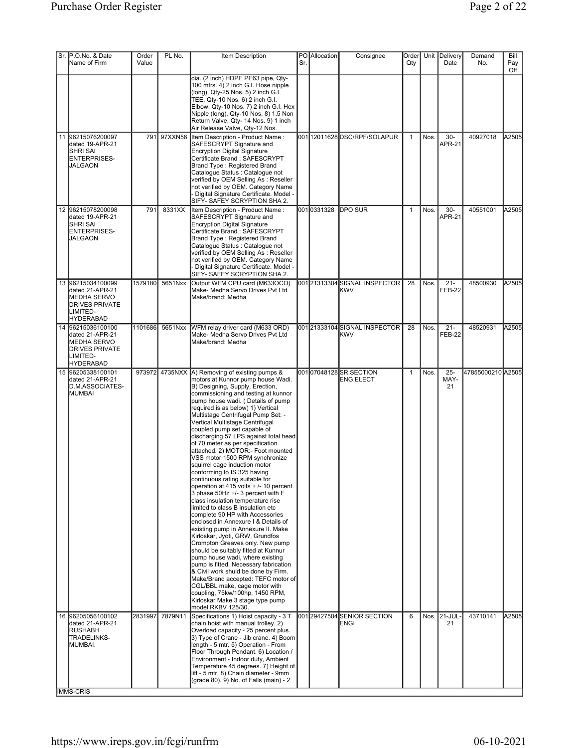| Sr. | P.O.No. & Date Name of Firm | Order Value | PL No. | Item Description | PO Sr. | Allocation | Consignee | Order Qty | Unit | Delivery Date | Demand No. | Bill Pay Off |
|---|---|---|---|---|---|---|---|---|---|---|---|---|
| | | | | dia. (2 inch) HDPE PE63 pipe, Qty-100 mtrs. 4) 2 inch G.I. Hose nipple (long), Qty-25 Nos. 5) 2 inch G.I. TEE, Qty-10 Nos. 6) 2 inch G.I. Elbow, Qty-10 Nos. 7) 2 inch G.I. Hex Nipple (long), Qty-10 Nos. 8) 1.5 Non Return Valve, Qty- 14 Nos. 9) 1 inch Air Release Valve, Qty-12 Nos. | | | | | | | | |
| 11 | 96215076200097 dated 19-APR-21 SHRI SAI ENTERPRISES-JALGAON | 791 | 97XXN56 | Item Description - Product Name : SAFESCRYPT Signature and Encryption Digital Signature Certificate Brand : SAFESCRYPT Brand Type : Registered Brand Catalogue Status : Catalogue not verified by OEM Selling As : Reseller not verified by OEM. Category Name - Digital Signature Certificate. Model - SIFY- SAFEY SCRYPTION SHA 2. | 001 | 12011628 | DSC/RPF/SOLAPUR | 1 | Nos. | 30-APR-21 | 40927018 | A2505 |
| 12 | 96215078200098 dated 19-APR-21 SHRI SAI ENTERPRISES-JALGAON | 791 | 8331XX | Item Description - Product Name : SAFESCRYPT Signature and Encryption Digital Signature Certificate Brand : SAFESCRYPT Brand Type : Registered Brand Catalogue Status : Catalogue not verified by OEM Selling As : Reseller not verified by OEM. Category Name - Digital Signature Certificate. Model - SIFY- SAFEY SCRYPTION SHA 2. | 001 | 0331328 | DPO SUR | 1 | Nos. | 30-APR-21 | 40551001 | A2505 |
| 13 | 96215034100099 dated 21-APR-21 MEDHA SERVO DRIVES PRIVATE LIMITED-HYDERABAD | 1579180 | 5651Nxx | Output WFM CPU card (M633OCO) Make- Medha Servo Drives Pvt Ltd Make/brand: Medha | 001 | 21313304 | SIGNAL INSPECTOR KWV | 28 | Nos. | 21-FEB-22 | 48500930 | A2505 |
| 14 | 96215036100100 dated 21-APR-21 MEDHA SERVO DRIVES PRIVATE LIMITED-HYDERABAD | 1101686 | 5651Nxx | WFM relay driver card (M633 ORD) Make- Medha Servo Drives Pvt Ltd Make/brand: Medha | 001 | 21333104 | SIGNAL INSPECTOR KWV | 28 | Nos. | 21-FEB-22 | 48520931 | A2505 |
| 15 | 96205338100101 dated 21-APR-21 D.M.ASSOCIATES-MUMBAI | 973972 | 4735NXX | A) Removing of existing pumps & motors at Kunnor pump house Wadi. B) Designing, Supply, Erection, commissioning and testing at kunnor pump house wadi. ( Details of pump required is as below) 1) Vertical Multistage Centrifugal Pump Set: - Vertical Multistage Centrifugal coupled pump set capable of discharging 57 LPS against total head of 70 meter as per specification attached. 2) MOTOR:- Foot mounted VSS motor 1500 RPM synchronize squirrel cage induction motor conforming to IS 325 having continuous rating suitable for operation at 415 volts + /- 10 percent 3 phase 50Hz +/- 3 percent with F class insulation temperature rise limited to class B insulation etc complete 90 HP with Accessories enclosed in Annexure I & Details of existing pump in Annexure II. Make Kirloskar, Jyoti, GRW, Grundfos Crompton Greaves only. New pump should be suitably fitted at Kunnur pump house wadi, where existing pump is fitted. Necessary fabrication & Civil work shuld be done by Firm. Make/Brand accepted: TEFC motor of CGL/BBL make, cage motor with coupling, 75kw/100hp, 1450 RPM, Kirloskar Make 3 stage type pump model RKBV 125/30. | 001 | 07048128 | SR.SECTION ENG.ELECT | 1 | Nos. | 25-MAY-21 | 47855000210 | A2505 |
| 16 | 96205056100102 dated 21-APR-21 RUSHABH TRADELINKS-MUMBAI. | 2831997 | 7879N11 | Specifications 1) Hoist capacity - 3 T chain hoist with manual trolley. 2) Overload capacity - 25 percent plus. 3) Type of Crane - Jib crane. 4) Boom length - 5 mtr. 5) Operation - From Floor Through Pendant. 6) Location / Environment - Indoor duty, Ambient Temperature 45 degrees. 7) Height of lift - 5 mtr. 8) Chain diameter - 9mm (grade 80). 9) No. of Falls (main) - 2 | 001 | 29427504 | SENIOR SECTION ENGI | 6 | Nos. | 21-JUL-21 | 43710141 | A2505 |

IMMS-CRIS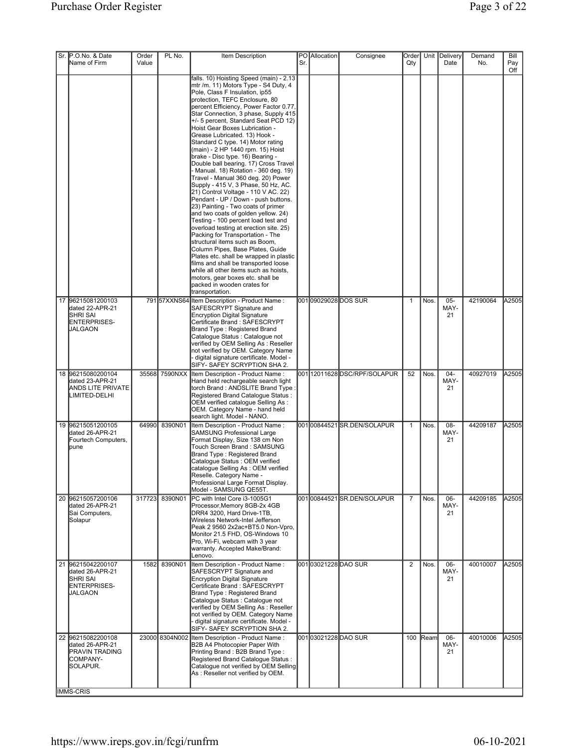| Sr. | P.O.No. & Date Name of Firm | Order Value | PL No. | Item Description | PO Sr. | Allocation | Consignee | Order Qty | Unit | Delivery Date | Demand No. | Bill Pay Off |
|---|---|---|---|---|---|---|---|---|---|---|---|---|
| | | | | falls. 10) Hoisting Speed (main) - 2.13 mtr /m. 11) Motors Type - S4 Duty, 4 Pole, Class F Insulation, ip55 protection, TEFC Enclosure, 80 percent Efficiency, Power Factor 0.77, Star Connection, 3 phase, Supply 415 +/- 5 percent, Standard Seat PCD 12) Hoist Gear Boxes Lubrication - Grease Lubricated. 13) Hook - Standard C type. 14) Motor rating (main) - 2 HP 1440 rpm. 15) Hoist brake - Disc type. 16) Bearing - Double ball bearing. 17) Cross Travel - Manual. 18) Rotation - 360 deg. 19) Travel - Manual 360 deg. 20) Power Supply - 415 V, 3 Phase, 50 Hz, AC. 21) Control Voltage - 110 V AC. 22) Pendant - UP / Down - push buttons. 23) Painting - Two coats of primer and two coats of golden yellow. 24) Testing - 100 percent load test and overload testing at erection site. 25) Packing for Transportation - The structural items such as Boom, Column Pipes, Base Plates, Guide Plates etc. shall be wrapped in plastic films and shall be transported loose while all other items such as hoists, motors, gear boxes etc. shall be packed in wooden crates for transportation. | | | | | | | | |
| 17 | 96215081200103 dated 22-APR-21 SHRI SAI ENTERPRISES-JALGAON | 791 | 57XXNS64 | Item Description - Product Name : SAFESCRYPT Signature and Encryption Digital Signature Certificate Brand : SAFESCRYPT Brand Type : Registered Brand Catalogue Status : Catalogue not verified by OEM Selling As : Reseller not verified by OEM. Category Name - digital signature certificate. Model - SIFY- SAFEY SCRYPTION SHA 2. | 001 | 09029028 | DOS SUR | 1 | Nos. | 05-MAY-21 | 42190064 | A2505 |
| 18 | 96215080200104 dated 23-APR-21 ANDS LITE PRIVATE LIMITED-DELHI | 35568 | 7590NXX | Item Description - Product Name : Hand held rechargeable search light torch Brand : ANDSLITE Brand Type : Registered Brand Catalogue Status : OEM verified catalogue Selling As : OEM. Category Name - hand held search light. Model - NANO. | 001 | 12011628 | DSC/RPF/SOLAPUR | 52 | Nos. | 04-MAY-21 | 40927019 | A2505 |
| 19 | 96215051200105 dated 26-APR-21 Fourtech Computers, pune | 64990 | 8390N01 | Item Description - Product Name : SAMSUNG Professional Large Format Display, Size 138 cm Non Touch Screen Brand : SAMSUNG Brand Type : Registered Brand Catalogue Status : OEM verified catalogue Selling As : OEM verified Reselle. Category Name - Professional Large Format Display. Model - SAMSUNG QE55T. | 001 | 00844521 | SR.DEN/SOLAPUR | 1 | Nos. | 08-MAY-21 | 44209187 | A2505 |
| 20 | 96215057200106 dated 26-APR-21 Sai Computers, Solapur | 317723 | 8390N01 | PC with Intel Core i3-1005G1 Processor,Memory 8GB-2x 4GB DRR4 3200, Hard Drive-1TB, Wireless Network-Intel Jefferson Peak 2 9560 2x2ac+BT5.0 Non-Vpro, Monitor 21.5 FHD, OS-Windows 10 Pro, Wi-Fi, webcam with 3 year warranty. Accepted Make/Brand: Lenovo. | 001 | 00844521 | SR.DEN/SOLAPUR | 7 | Nos. | 06-MAY-21 | 44209185 | A2505 |
| 21 | 96215042200107 dated 26-APR-21 SHRI SAI ENTERPRISES-JALGAON | 1582 | 8390N01 | Item Description - Product Name : SAFESCRYPT Signature and Encryption Digital Signature Certificate Brand : SAFESCRYPT Brand Type : Registered Brand Catalogue Status : Catalogue not verified by OEM Selling As : Reseller not verified by OEM. Category Name - digital signature certificate. Model - SIFY- SAFEY SCRYPTION SHA 2. | 001 | 03021228 | DAO SUR | 2 | Nos. | 06-MAY-21 | 40010007 | A2505 |
| 22 | 96215082200108 dated 26-APR-21 PRAVIN TRADING COMPANY-SOLAPUR. | 23000 | 8304N002 | Item Description - Product Name : B2B A4 Photocopier Paper With Printing Brand : B2B Brand Type : Registered Brand Catalogue Status : Catalogue not verified by OEM Selling As : Reseller not verified by OEM. | 001 | 03021228 | DAO SUR | 100 | Ream | 06-MAY-21 | 40010006 | A2505 |

IMMS-CRIS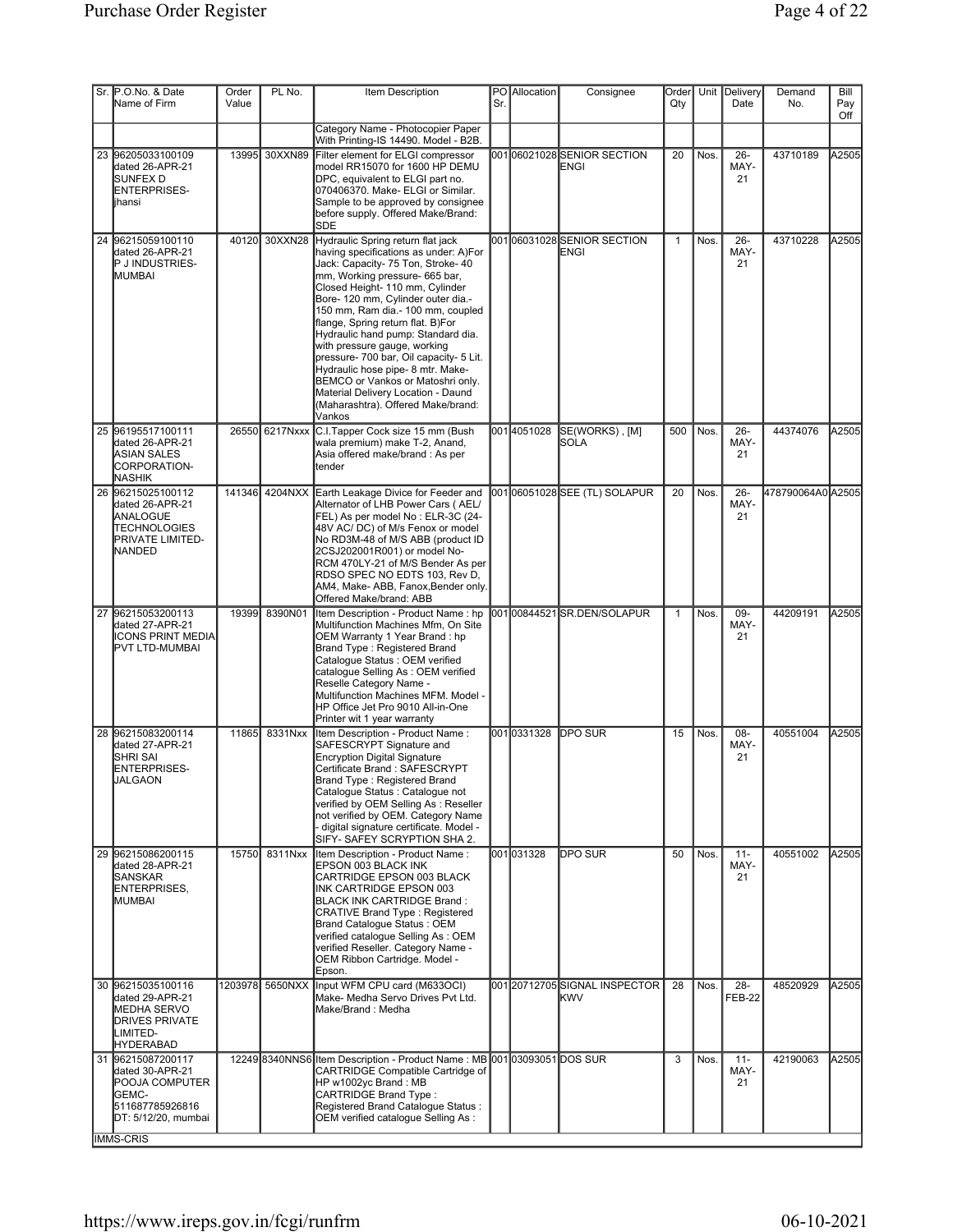| Sr. | P.O.No. & Date Name of Firm | Order Value | PL No. | Item Description | PO Sr. | Allocation | Consignee | Order Qty | Unit | Delivery Date | Demand No. | Bill Pay Off |
|---|---|---|---|---|---|---|---|---|---|---|---|---|
| | | | | Category Name - Photocopier Paper With Printing-IS 14490. Model - B2B. | | | | | | | | |
| 23 | 96205033100109 dated 26-APR-21 SUNFEX D ENTERPRISES-jhansi | 13995 | 30XXN89 | Filter element for ELGI compressor model RR15070 for 1600 HP DEMU DPC, equivalent to ELGI part no. 070406370. Make- ELGI or Similar. Sample to be approved by consignee before supply. Offered Make/Brand: SDE | 001 | 06021028 | SENIOR SECTION ENGI | 20 | Nos. | 26-MAY-21 | 43710189 | A2505 |
| 24 | 96215059100110 dated 26-APR-21 P J INDUSTRIES-MUMBAI | 40120 | 30XXN28 | Hydraulic Spring return flat jack having specifications as under: A)For Jack: Capacity- 75 Ton, Stroke- 40 mm, Working pressure- 665 bar, Closed Height- 110 mm, Cylinder Bore- 120 mm, Cylinder outer dia.- 150 mm, Ram dia.- 100 mm, coupled flange, Spring return flat. B)For Hydraulic hand pump: Standard dia. with pressure gauge, working pressure- 700 bar, Oil capacity- 5 Lit. Hydraulic hose pipe- 8 mtr. Make- BEMCO or Vankos or Matoshri only. Material Delivery Location - Daund (Maharashtra). Offered Make/brand: Vankos | 001 | 06031028 | SENIOR SECTION ENGI | 1 | Nos. | 26-MAY-21 | 43710228 | A2505 |
| 25 | 96195517100111 dated 26-APR-21 ASIAN SALES CORPORATION-NASHIK | 26550 | 6217Nxxx | C.I.Tapper Cock size 15 mm (Bush wala premium) make T-2, Anand, Asia offered make/brand : As per tender | 001 | 4051028 | SE(WORKS) , [M] SOLA | 500 | Nos. | 26-MAY-21 | 44374076 | A2505 |
| 26 | 96215025100112 dated 26-APR-21 ANALOGUE TECHNOLOGIES PRIVATE LIMITED-NANDED | 141346 | 4204NXX | Earth Leakage Divice for Feeder and Alternator of LHB Power Cars ( AEL/ FEL) As per model No : ELR-3C (24-48V AC/ DC) of M/s Fenox or model No RD3M-48 of M/S ABB (product ID 2CSJ202001R001) or model No- RCM 470LY-21 of M/S Bender As per RDSO SPEC NO EDTS 103, Rev D, AM4, Make- ABB, Fanox,Bender only. Offered Make/brand: ABB | 001 | 06051028 | SEE (TL) SOLAPUR | 20 | Nos. | 26-MAY-21 | 478790064A0 | A2505 |
| 27 | 96215053200113 dated 27-APR-21 ICONS PRINT MEDIA PVT LTD-MUMBAI | 19399 | 8390N01 | Item Description - Product Name : hp Multifunction Machines Mfm, On Site OEM Warranty 1 Year Brand : hp Brand Type : Registered Brand Catalogue Status : OEM verified catalogue Selling As : OEM verified Reselle Category Name - Multifunction Machines MFM. Model - HP Office Jet Pro 9010 All-in-One Printer wit 1 year warranty | 001 | 00844521 | SR.DEN/SOLAPUR | 1 | Nos. | 09-MAY-21 | 44209191 | A2505 |
| 28 | 96215083200114 dated 27-APR-21 SHRI SAI ENTERPRISES-JALGAON | 11865 | 8331Nxx | Item Description - Product Name : SAFESCRYPT Signature and Encryption Digital Signature Certificate Brand : SAFESCRYPT Brand Type : Registered Brand Catalogue Status : Catalogue not verified by OEM Selling As : Reseller not verified by OEM. Category Name - digital signature certificate. Model - SIFY- SAFEY SCRYPTION SHA 2. | 001 | 0331328 | DPO SUR | 15 | Nos. | 08-MAY-21 | 40551004 | A2505 |
| 29 | 96215086200115 dated 28-APR-21 SANSKAR ENTERPRISES, MUMBAI | 15750 | 8311Nxx | Item Description - Product Name : EPSON 003 BLACK INK CARTRIDGE EPSON 003 BLACK INK CARTRIDGE EPSON 003 BLACK INK CARTRIDGE Brand : CRATIVE Brand Type : Registered Brand Catalogue Status : OEM verified catalogue Selling As : OEM verified Reseller. Category Name - OEM Ribbon Cartridge. Model - Epson. | 001 | 031328 | DPO SUR | 50 | Nos. | 11-MAY-21 | 40551002 | A2505 |
| 30 | 96215035100116 dated 29-APR-21 MEDHA SERVO DRIVES PRIVATE LIMITED-HYDERABAD | 1203978 | 5650NXX | Input WFM CPU card (M633OCI) Make- Medha Servo Drives Pvt Ltd. Make/Brand : Medha | 001 | 20712705 | SIGNAL INSPECTOR KWV | 28 | Nos. | 28-FEB-22 | 48520929 | A2505 |
| 31 | 96215087200117 dated 30-APR-21 POOJA COMPUTER GEMC-511687785926816 DT: 5/12/20, mumbai | 12249 | 8340NNS6 | Item Description - Product Name : MB CARTRIDGE Compatible Cartridge of HP w1002yc Brand : MB CARTRIDGE Brand Type : Registered Brand Catalogue Status : OEM verified catalogue Selling As : | 001 | 03093051 | DOS SUR | 3 | Nos. | 11-MAY-21 | 42190063 | A2505 |

IMMS-CRIS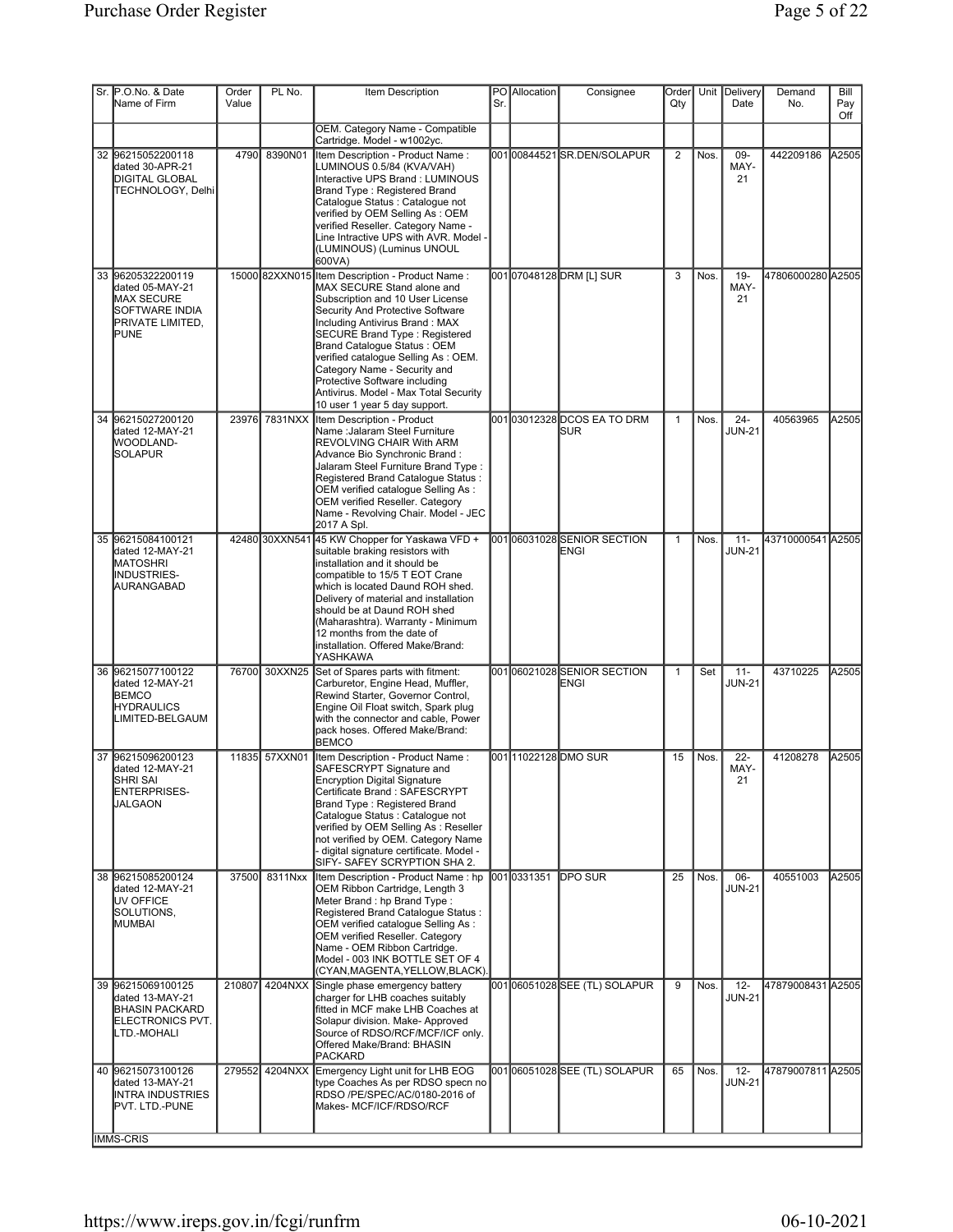| Sr. | P.O.No. & Date Name of Firm | Order Value | PL No. | Item Description | PO Sr. | Allocation | Consignee | Order Qty | Unit | Delivery Date | Demand No. | Bill Pay Off |
|---|---|---|---|---|---|---|---|---|---|---|---|---|
| | | | | OEM. Category Name - Compatible Cartridge. Model - w1002yc. | | | | | | | | |
| 32 | 96215052200118 dated 30-APR-21 DIGITAL GLOBAL TECHNOLOGY, Delhi | 4790 | 8390N01 | Item Description - Product Name : LUMINOUS 0.5/84 (KVA/VAH) Interactive UPS Brand : LUMINOUS Brand Type : Registered Brand Catalogue Status : Catalogue not verified by OEM Selling As : OEM verified Reseller. Category Name - Line Intractive UPS with AVR. Model - (LUMINOUS) (Luminus UNOUL 600VA) | 001 | 00844521 | SR.DEN/SOLAPUR | 2 | Nos. | 09-MAY-21 | 442209186 | A2505 |
| 33 | 96205322200119 dated 05-MAY-21 MAX SECURE SOFTWARE INDIA PRIVATE LIMITED, PUNE | 15000 | 82XXN015 | Item Description - Product Name : MAX SECURE Stand alone and Subscription and 10 User License Security And Protective Software Including Antivirus Brand : MAX SECURE Brand Type : Registered Brand Catalogue Status : OEM verified catalogue Selling As : OEM. Category Name - Security and Protective Software including Antivirus. Model - Max Total Security 10 user 1 year 5 day support. | 001 | 07048128 | DRM [L] SUR | 3 | Nos. | 19-MAY-21 | 47806000280 | A2505 |
| 34 | 96215027200120 dated 12-MAY-21 WOODLAND-SOLAPUR | 23976 | 7831NXX | Item Description - Product Name :Jalaram Steel Furniture REVOLVING CHAIR With ARM Advance Bio Synchronic Brand : Jalaram Steel Furniture Brand Type : Registered Brand Catalogue Status : OEM verified catalogue Selling As : OEM verified Reseller. Category Name - Revolving Chair. Model - JEC 2017 A Spl. | 001 | 03012328 | DCOS EA TO DRM SUR | 1 | Nos. | 24-JUN-21 | 40563965 | A2505 |
| 35 | 96215084100121 dated 12-MAY-21 MATOSHRI INDUSTRIES-AURANGABAD | 42480 | 30XXN541 | 45 KW Chopper for Yaskawa VFD + suitable braking resistors with installation and it should be compatible to 15/5 T EOT Crane which is located Daund ROH shed. Delivery of material and installation should be at Daund ROH shed (Maharashtra). Warranty - Minimum 12 months from the date of installation. Offered Make/Brand: YASHKAWA | 001 | 06031028 | SENIOR SECTION ENGI | 1 | Nos. | 11-JUN-21 | 43710000541 | A2505 |
| 36 | 96215077100122 dated 12-MAY-21 BEMCO HYDRAULICS LIMITED-BELGAUM | 76700 | 30XXN25 | Set of Spares parts with fitment: Carburetor, Engine Head, Muffler, Rewind Starter, Governor Control, Engine Oil Float switch, Spark plug with the connector and cable, Power pack hoses. Offered Make/Brand: BEMCO | 001 | 06021028 | SENIOR SECTION ENGI | 1 | Set | 11-JUN-21 | 43710225 | A2505 |
| 37 | 96215096200123 dated 12-MAY-21 SHRI SAI ENTERPRISES-JALGAON | 11835 | 57XXN01 | Item Description - Product Name : SAFESCRYPT Signature and Encryption Digital Signature Certificate Brand : SAFESCRYPT Brand Type : Registered Brand Catalogue Status : Catalogue not verified by OEM Selling As : Reseller not verified by OEM. Category Name - digital signature certificate. Model - SIFY- SAFEY SCRYPTION SHA 2. | 001 | 11022128 | DMO SUR | 15 | Nos. | 22-MAY-21 | 41208278 | A2505 |
| 38 | 96215085200124 dated 12-MAY-21 UV OFFICE SOLUTIONS, MUMBAI | 37500 | 8311Nxx | Item Description - Product Name : hp OEM Ribbon Cartridge, Length 3 Meter Brand : hp Brand Type : Registered Brand Catalogue Status : OEM verified catalogue Selling As : OEM verified Reseller. Category Name - OEM Ribbon Cartridge. Model - 003 INK BOTTLE SET OF 4 (CYAN,MAGENTA,YELLOW,BLACK). | 001 | 0331351 | DPO SUR | 25 | Nos. | 06-JUN-21 | 40551003 | A2505 |
| 39 | 96215069100125 dated 13-MAY-21 BHASIN PACKARD ELECTRONICS PVT. LTD.-MOHALI | 210807 | 4204NXX | Single phase emergency battery charger for LHB coaches suitably fitted in MCF make LHB Coaches at Solapur division. Make- Approved Source of RDSO/RCF/MCF/ICF only. Offered Make/Brand: BHASIN PACKARD | 001 | 06051028 | SEE (TL) SOLAPUR | 9 | Nos. | 12-JUN-21 | 47879008431 | A2505 |
| 40 | 96215073100126 dated 13-MAY-21 INTRA INDUSTRIES PVT. LTD.-PUNE | 279552 | 4204NXX | Emergency Light unit for LHB EOG type Coaches As per RDSO specn no RDSO /PE/SPEC/AC/0180-2016 of Makes- MCF/ICF/RDSO/RCF | 001 | 06051028 | SEE (TL) SOLAPUR | 65 | Nos. | 12-JUN-21 | 47879007811 | A2505 |

IMMS-CRIS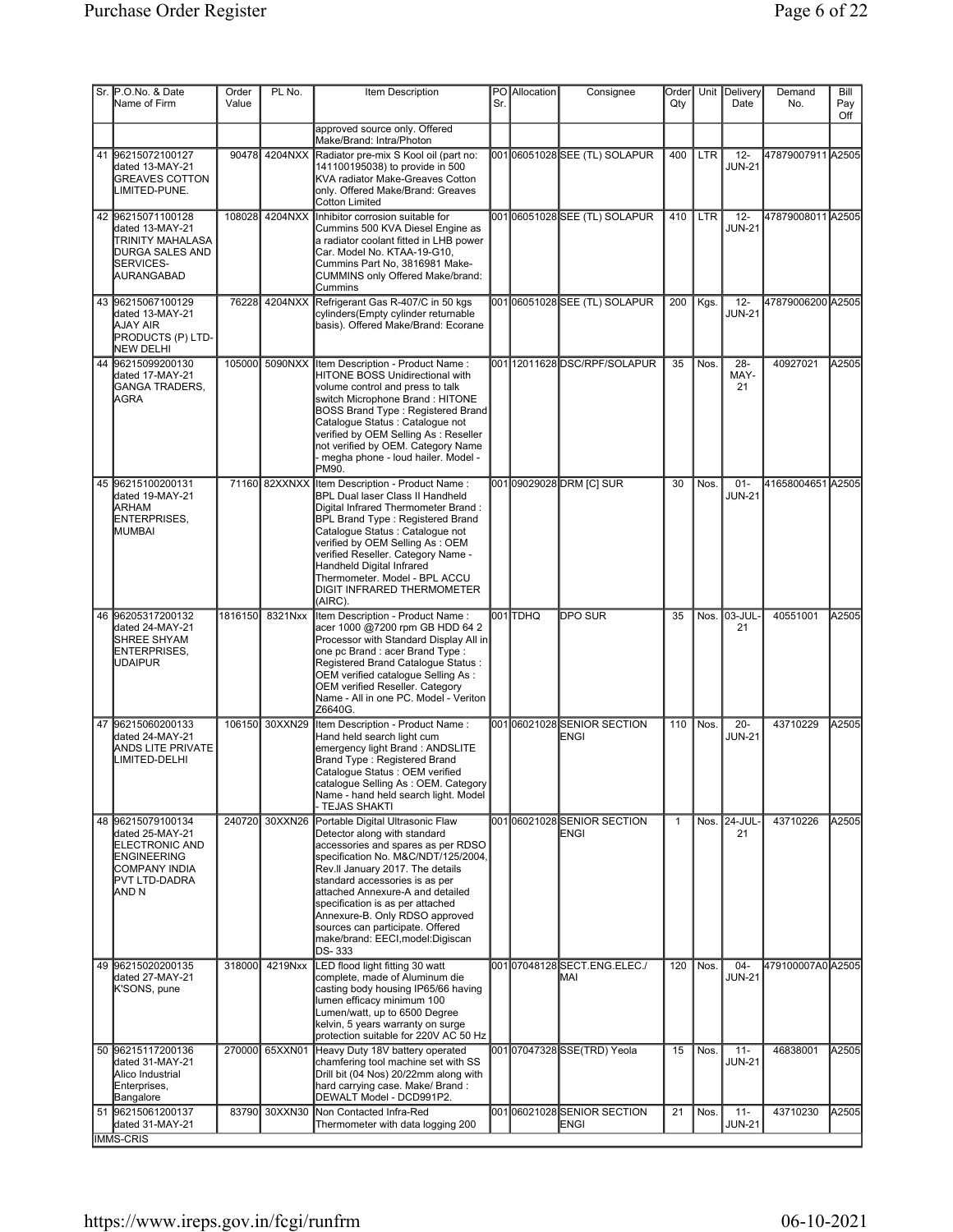| Sr. | P.O.No. & Date Name of Firm | Order Value | PL No. | Item Description | PO Sr. | Allocation | Consignee | Order Qty | Unit | Delivery Date | Demand No. | Bill Pay Off |
|---|---|---|---|---|---|---|---|---|---|---|---|---|
| | | | | approved source only. Offered Make/Brand: Intra/Photon | | | | | | | | |
| 41 | 96215072100127 dated 13-MAY-21 GREAVES COTTON LIMITED-PUNE. | 90478 | 4204NXX | Radiator pre-mix S Kool oil (part no: 141100195038) to provide in 500 KVA radiator Make-Greaves Cotton only. Offered Make/Brand: Greaves Cotton Limited | 001 | 06051028 | SEE (TL) SOLAPUR | 400 | LTR | 12-JUN-21 | 47879007911 | A2505 |
| 42 | 96215071100128 dated 13-MAY-21 TRINITY MAHALASA DURGA SALES AND SERVICES-AURANGABAD | 108028 | 4204NXX | Inhibitor corrosion suitable for Cummins 500 KVA Diesel Engine as a radiator coolant fitted in LHB power Car. Model No. KTAA-19-G10, Cummins Part No, 3816981 Make-CUMMINS only Offered Make/brand: Cummins | 001 | 06051028 | SEE (TL) SOLAPUR | 410 | LTR | 12-JUN-21 | 47879008011 | A2505 |
| 43 | 96215067100129 dated 13-MAY-21 AJAY AIR PRODUCTS (P) LTD-NEW DELHI | 76228 | 4204NXX | Refrigerant Gas R-407/C in 50 kgs cylinders(Empty cylinder returnable basis). Offered Make/Brand: Ecorane | 001 | 06051028 | SEE (TL) SOLAPUR | 200 | Kgs. | 12-JUN-21 | 47879006200 | A2505 |
| 44 | 96215099200130 dated 17-MAY-21 GANGA TRADERS, AGRA | 105000 | 5090NXX | Item Description - Product Name : HITONE BOSS Unidirectional with volume control and press to talk switch Microphone Brand : HITONE BOSS Brand Type : Registered Brand Catalogue Status : Catalogue not verified by OEM Selling As : Reseller not verified by OEM. Category Name - megha phone - loud hailer. Model - PM90. | 001 | 12011628 | DSC/RPF/SOLAPUR | 35 | Nos. | 28-MAY-21 | 40927021 | A2505 |
| 45 | 96215100200131 dated 19-MAY-21 ARHAM ENTERPRISES, MUMBAI | 71160 | 82XXNXX | Item Description - Product Name : BPL Dual laser Class II Handheld Digital Infrared Thermometer Brand : BPL Brand Type : Registered Brand Catalogue Status : Catalogue not verified by OEM Selling As : OEM verified Reseller. Category Name - Handheld Digital Infrared Thermometer. Model - BPL ACCU DIGIT INFRARED THERMOMETER (AIRC). | 001 | 09029028 | DRM [C] SUR | 30 | Nos. | 01-JUN-21 | 41658004651 | A2505 |
| 46 | 96205317200132 dated 24-MAY-21 SHREE SHYAM ENTERPRISES, UDAIPUR | 1816150 | 8321Nxx | Item Description - Product Name : acer 1000 @7200 rpm GB HDD 64 2 Processor with Standard Display All in one pc Brand : acer Brand Type : Registered Brand Catalogue Status : OEM verified catalogue Selling As : OEM verified Reseller. Category Name - All in one PC. Model - Veriton Z6640G. | 001 | TDHQ | DPO SUR | 35 | Nos. | 03-JUL-21 | 40551001 | A2505 |
| 47 | 96215060200133 dated 24-MAY-21 ANDS LITE PRIVATE LIMITED-DELHI | 106150 | 30XXN29 | Item Description - Product Name : Hand held search light cum emergency light Brand : ANDSLITE Brand Type : Registered Brand Catalogue Status : OEM verified catalogue Selling As : OEM. Category Name - hand held search light. Model - TEJAS SHAKTI | 001 | 06021028 | SENIOR SECTION ENGI | 110 | Nos. | 20-JUN-21 | 43710229 | A2505 |
| 48 | 96215079100134 dated 25-MAY-21 ELECTRONIC AND ENGINEERING COMPANY INDIA PVT LTD-DADRA AND N | 240720 | 30XXN26 | Portable Digital Ultrasonic Flaw Detector along with standard accessories and spares as per RDSO specification No. M&C/NDT/125/2004, Rev.II January 2017. The details standard accessories is as per attached Annexure-A and detailed specification is as per attached Annexure-B. Only RDSO approved sources can participate. Offered make/brand: EECI,model:Digiscan DS- 333 | 001 | 06021028 | SENIOR SECTION ENGI | 1 | Nos. | 24-JUL-21 | 43710226 | A2505 |
| 49 | 96215020200135 dated 27-MAY-21 K'SONS, pune | 318000 | 4219Nxx | LED flood light fitting 30 watt complete, made of Aluminum die casting body housing IP65/66 having lumen efficacy minimum 100 Lumen/watt, up to 6500 Degree kelvin, 5 years warranty on surge protection suitable for 220V AC 50 Hz | 001 | 07048128 | SECT.ENG.ELEC./ MAI | 120 | Nos. | 04-JUN-21 | 479100007A0 | A2505 |
| 50 | 96215117200136 dated 31-MAY-21 Alico Industrial Enterprises, Bangalore | 270000 | 65XXN01 | Heavy Duty 18V battery operated chamfering tool machine set with SS Drill bit (04 Nos) 20/22mm along with hard carrying case. Make/ Brand : DEWALT Model - DCD991P2. | 001 | 07047328 | SSE(TRD) Yeola | 15 | Nos. | 11-JUN-21 | 46838001 | A2505 |
| 51 | 96215061200137 dated 31-MAY-21 | 83790 | 30XXN30 | Non Contacted Infra-Red Thermometer with data logging 200 | 001 | 06021028 | SENIOR SECTION ENGI | 21 | Nos. | 11-JUN-21 | 43710230 | A2505 |

IMMS-CRIS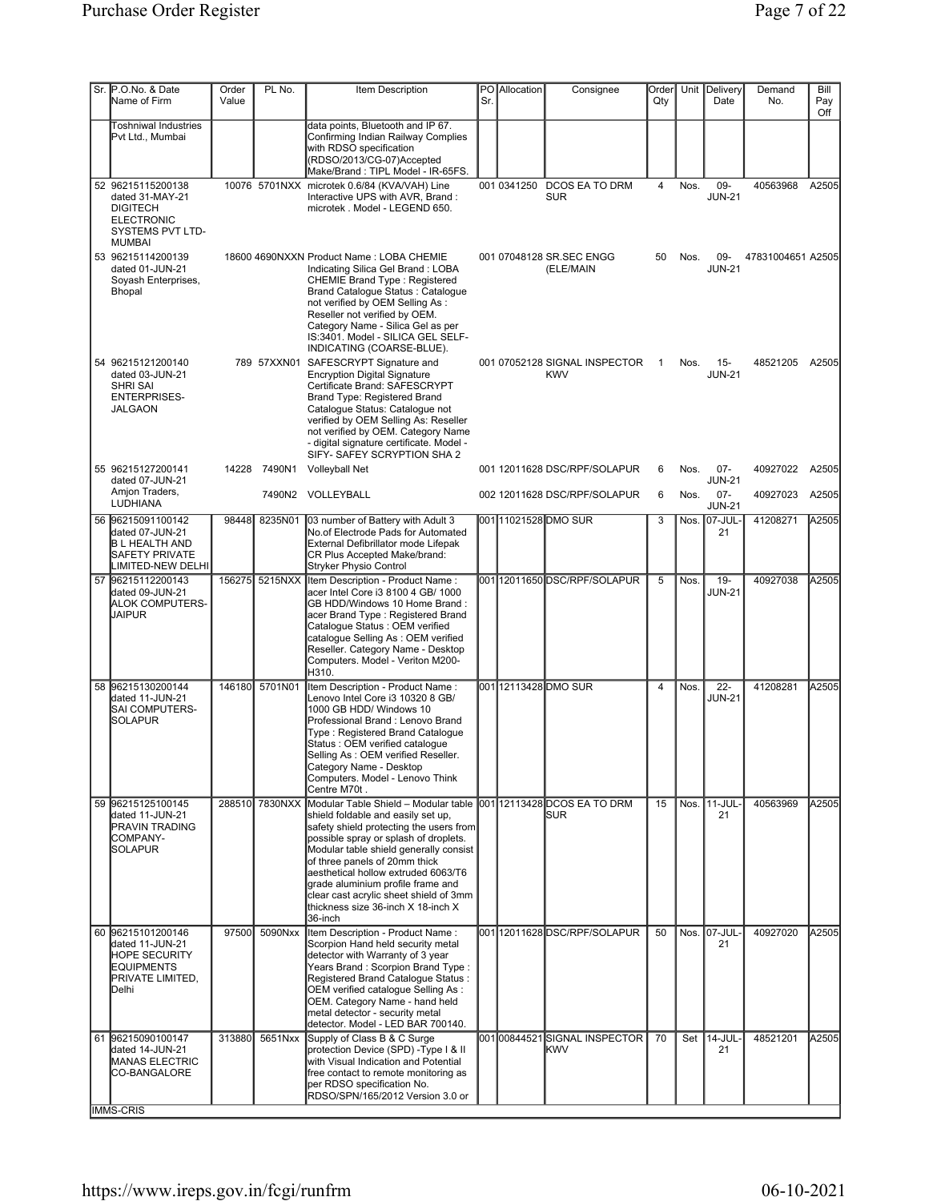| Sr. | P.O.No. & Date Name of Firm | Order Value | PL No. | Item Description | PO Sr. | Allocation | Consignee | Order Qty | Unit | Delivery Date | Demand No. | Bill Pay Off |
|---|---|---|---|---|---|---|---|---|---|---|---|---|
| | Toshniwal Industries Pvt Ltd., Mumbai | | | data points, Bluetooth and IP 67. Confirming Indian Railway Complies with RDSO specification (RDSO/2013/CG-07)Accepted Make/Brand : TIPL Model - IR-65FS. | | | | | | | | |
| 52 | 96215115200138 dated 31-MAY-21 DIGITECH ELECTRONIC SYSTEMS PVT LTD- MUMBAI | 10076 | 5701NXX | microtek 0.6/84 (KVA/VAH) Line Interactive UPS with AVR, Brand : microtek . Model - LEGEND 650. | 001 | 0341250 | DCOS EA TO DRM SUR | 4 | Nos. | 09-JUN-21 | 40563968 | A2505 |
| 53 | 96215114200139 dated 01-JUN-21 Soyash Enterprises, Bhopal | 18600 | 4690NXXN | Product Name : LOBA CHEMIE Indicating Silica Gel Brand : LOBA CHEMIE Brand Type : Registered Brand Catalogue Status : Catalogue not verified by OEM Selling As : Reseller not verified by OEM. Category Name - Silica Gel as per IS:3401. Model - SILICA GEL SELF-INDICATING (COARSE-BLUE). | 001 | 07048128 | SR.SEC ENGG (ELE/MAIN | 50 | Nos. | 09-JUN-21 | 47831004651 | A2505 |
| 54 | 96215121200140 dated 03-JUN-21 SHRI SAI ENTERPRISES- JALGAON | 789 | 57XXN01 | SAFESCRYPT Signature and Encryption Digital Signature Certificate Brand: SAFESCRYPT Brand Type: Registered Brand Catalogue Status: Catalogue not verified by OEM Selling As: Reseller not verified by OEM. Category Name - digital signature certificate. Model - SIFY- SAFEY SCRYPTION SHA 2 | 001 | 07052128 | SIGNAL INSPECTOR KWV | 1 | Nos. | 15-JUN-21 | 48521205 | A2505 |
| 55 | 96215127200141 dated 07-JUN-21 Amjon Traders, LUDHIANA | 14228 | 7490N1 | Volleyball Net | 001 | 12011628 | DSC/RPF/SOLAPUR | 6 | Nos. | 07-JUN-21 | 40927022 | A2505 |
| | | | 7490N2 | VOLLEYBALL | 002 | 12011628 | DSC/RPF/SOLAPUR | 6 | Nos. | 07-JUN-21 | 40927023 | A2505 |
| 56 | 96215091100142 dated 07-JUN-21 B L HEALTH AND SAFETY PRIVATE LIMITED-NEW DELHI | 98448 | 8235N01 | 03 number of Battery with Adult 3 No.of Electrode Pads for Automated External Defibrillator mode Lifepak CR Plus Accepted Make/brand: Stryker Physio Control | 001 | 11021528 | DMO SUR | 3 | Nos. | 07-JUL-21 | 41208271 | A2505 |
| 57 | 96215112200143 dated 09-JUN-21 ALOK COMPUTERS- JAIPUR | 156275 | 5215NXX | Item Description - Product Name : acer Intel Core i3 8100 4 GB/ 1000 GB HDD/Windows 10 Home Brand : acer Brand Type : Registered Brand Catalogue Status : OEM verified catalogue Selling As : OEM verified Reseller. Category Name - Desktop Computers. Model - Veriton M200-H310. | 001 | 12011650 | DSC/RPF/SOLAPUR | 5 | Nos. | 19-JUN-21 | 40927038 | A2505 |
| 58 | 96215130200144 dated 11-JUN-21 SAI COMPUTERS- SOLAPUR | 146180 | 5701N01 | Item Description - Product Name : Lenovo Intel Core i3 10320 8 GB/ 1000 GB HDD/ Windows 10 Professional Brand : Lenovo Brand Type : Registered Brand Catalogue Status : OEM verified catalogue Selling As : OEM verified Reseller. Category Name - Desktop Computers. Model - Lenovo Think Centre M70t . | 001 | 12113428 | DMO SUR | 4 | Nos. | 22-JUN-21 | 41208281 | A2505 |
| 59 | 96215125100145 dated 11-JUN-21 PRAVIN TRADING COMPANY- SOLAPUR | 288510 | 7830NXX | Modular Table Shield – Modular table shield foldable and easily set up, safety shield protecting the users from possible spray or splash of droplets. Modular table shield generally consist of three panels of 20mm thick aesthetical hollow extruded 6063/T6 grade aluminium profile frame and clear cast acrylic sheet shield of 3mm thickness size 36-inch X 18-inch X 36-inch | 001 | 12113428 | DCOS EA TO DRM SUR | 15 | Nos. | 11-JUL-21 | 40563969 | A2505 |
| 60 | 96215101200146 dated 11-JUN-21 HOPE SECURITY EQUIPMENTS PRIVATE LIMITED, Delhi | 97500 | 5090Nxx | Item Description - Product Name : Scorpion Hand held security metal detector with Warranty of 3 year Years Brand : Scorpion Brand Type : Registered Brand Catalogue Status : OEM verified catalogue Selling As : OEM. Category Name - hand held metal detector - security metal detector. Model - LED BAR 700140. | 001 | 12011628 | DSC/RPF/SOLAPUR | 50 | Nos. | 07-JUL-21 | 40927020 | A2505 |
| 61 | 96215090100147 dated 14-JUN-21 MANAS ELECTRIC CO-BANGALORE | 313880 | 5651Nxx | Supply of Class B & C Surge protection Device (SPD) -Type I & II with Visual Indication and Potential free contact to remote monitoring as per RDSO specification No. RDSO/SPN/165/2012 Version 3.0 or | 001 | 00844521 | SIGNAL INSPECTOR KWV | 70 | Set | 14-JUL-21 | 48521201 | A2505 |

IMMS-CRIS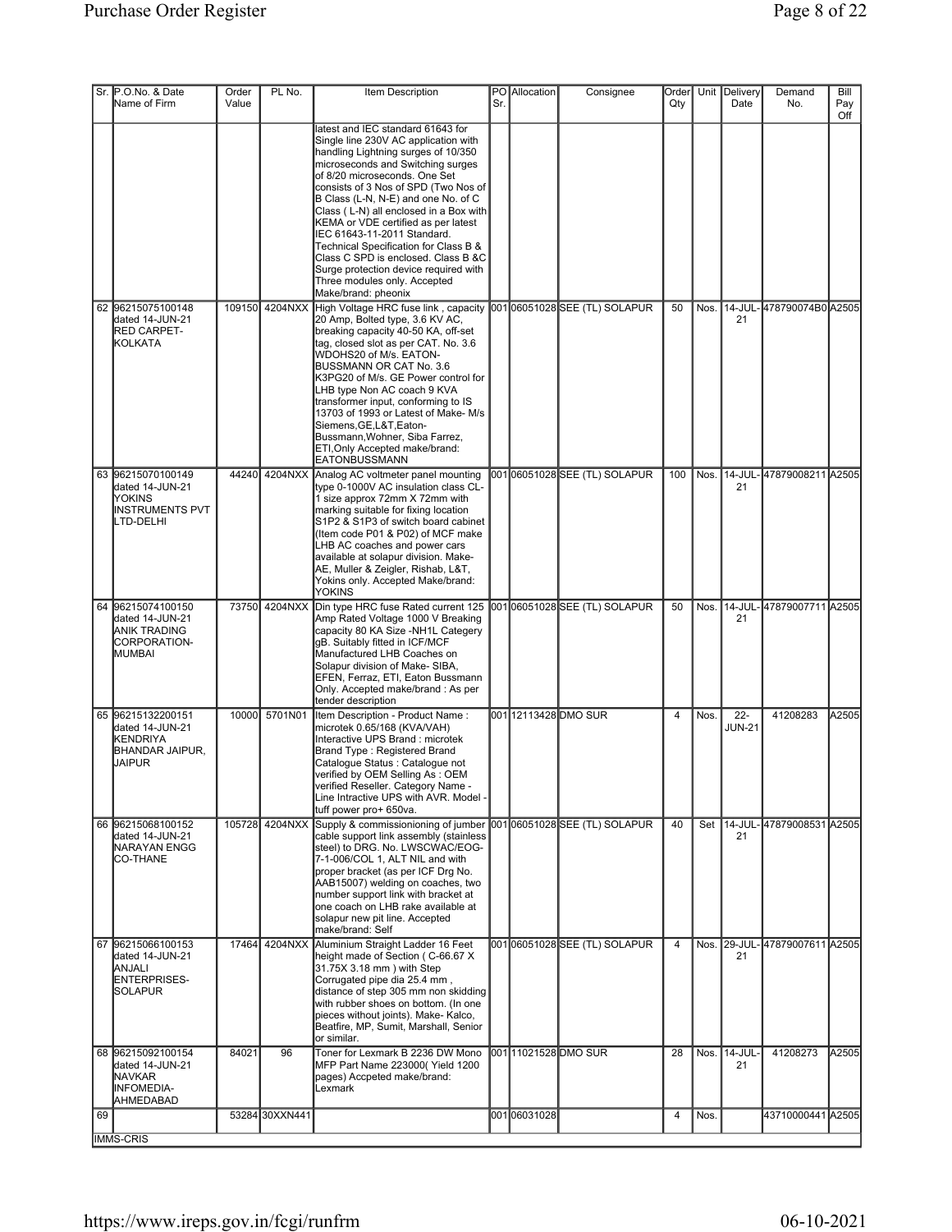| Sr. | P.O.No. & Date Name of Firm | Order Value | PL No. | Item Description | PO Sr. | Allocation | Consignee | Order Qty | Unit | Delivery Date | Demand No. | Bill Pay Off |
|---|---|---|---|---|---|---|---|---|---|---|---|---|
| | | | | latest and IEC standard 61643 for Single line 230V AC application with handling Lightning surges of 10/350 microseconds and Switching surges of 8/20 microseconds. One Set consists of 3 Nos of SPD (Two Nos of B Class (L-N, N-E) and one No. of C Class ( L-N) all enclosed in a Box with KEMA or VDE certified as per latest IEC 61643-11-2011 Standard. Technical Specification for Class B & Class C SPD is enclosed. Class B &C Surge protection device required with Three modules only. Accepted Make/brand: pheonix | | | | | | | | |
| 62 | 96215075100148 dated 14-JUN-21 RED CARPET-KOLKATA | 109150 | 4204NXX | High Voltage HRC fuse link , capacity 20 Amp, Bolted type, 3.6 KV AC, breaking capacity 40-50 KA, off-set tag, closed slot as per CAT. No. 3.6 WDOHS20 of M/s. EATON-BUSSMANN OR CAT No. 3.6 K3PG20 of M/s. GE Power control for LHB type Non AC coach 9 KVA transformer input, conforming to IS 13703 of 1993 or Latest of Make- M/s Siemens,GE,L&T,Eaton-Bussmann,Wohner, Siba Farrez, ETI,Only Accepted make/brand: EATONBUSSMANN | 001 | 06051028 | SEE (TL) SOLAPUR | 50 | Nos. | 14-JUL-21 | 478790074B0 | A2505 |
| 63 | 96215070100149 dated 14-JUN-21 YOKINS INSTRUMENTS PVT LTD-DELHI | 44240 | 4204NXX | Analog AC voltmeter panel mounting type 0-1000V AC insulation class CL-1 size approx 72mm X 72mm with marking suitable for fixing location S1P2 & S1P3 of switch board cabinet (Item code P01 & P02) of MCF make LHB AC coaches and power cars available at solapur division. Make-AE, Muller & Zeigler, Rishab, L&T, Yokins only. Accepted Make/brand: YOKINS | 001 | 06051028 | SEE (TL) SOLAPUR | 100 | Nos. | 14-JUL-21 | 47879008211 | A2505 |
| 64 | 96215074100150 dated 14-JUN-21 ANIK TRADING CORPORATION-MUMBAI | 73750 | 4204NXX | Din type HRC fuse Rated current 125 Amp Rated Voltage 1000 V Breaking capacity 80 KA Size -NH1L Category gB. Suitably fitted in ICF/MCF Manufactured LHB Coaches on Solapur division of Make- SIBA, EFEN, Ferraz, ETI, Eaton Bussmann Only. Accepted make/brand : As per tender description | 001 | 06051028 | SEE (TL) SOLAPUR | 50 | Nos. | 14-JUL-21 | 47879007711 | A2505 |
| 65 | 96215132200151 dated 14-JUN-21 KENDRIYA BHANDAR JAIPUR, JAIPUR | 10000 | 5701N01 | Item Description - Product Name : microtek 0.65/168 (KVA/VAH) Interactive UPS Brand : microtek Brand Type : Registered Brand Catalogue Status : Catalogue not verified by OEM Selling As : OEM verified Reseller. Category Name - Line Intractive UPS with AVR. Model - tuff power pro+ 650va. | 001 | 12113428 | DMO SUR | 4 | Nos. | 22-JUN-21 | 41208283 | A2505 |
| 66 | 96215068100152 dated 14-JUN-21 NARAYAN ENGG CO-THANE | 105728 | 4204NXX | Supply & commissionioning of jumber cable support link assembly (stainless steel) to DRG. No. LWSCWAC/EOG-7-1-006/COL 1, ALT NIL and with proper bracket (as per ICF Drg No. AAB15007) welding on coaches, two number support link with bracket at one coach on LHB rake available at solapur new pit line. Accepted make/brand: Self | 001 | 06051028 | SEE (TL) SOLAPUR | 40 | Set | 14-JUL-21 | 47879008531 | A2505 |
| 67 | 96215066100153 dated 14-JUN-21 ANJALI ENTERPRISES-SOLAPUR | 17464 | 4204NXX | Aluminium Straight Ladder 16 Feet height made of Section ( C-66.67 X 31.75X 3.18 mm ) with Step Corrugated pipe dia 25.4 mm , distance of step 305 mm non skidding with rubber shoes on bottom. (In one pieces without joints). Make- Kalco, Beatfire, MP, Sumit, Marshall, Senior or similar. | 001 | 06051028 | SEE (TL) SOLAPUR | 4 | Nos. | 29-JUL-21 | 47879007611 | A2505 |
| 68 | 96215092100154 dated 14-JUN-21 NAVKAR INFOMEDIA-AHMEDABAD | 84021 | 96 | Toner for Lexmark B 2236 DW Mono MFP Part Name 223000( Yield 1200 pages) Accpeted make/brand: Lexmark | 001 | 11021528 | DMO SUR | 28 | Nos. | 14-JUL-21 | 41208273 | A2505 |
| 69 | | 53284 | 30XXN441 | | 001 | 06031028 | | 4 | Nos. | | 43710000441 | A2505 |

IMMS-CRIS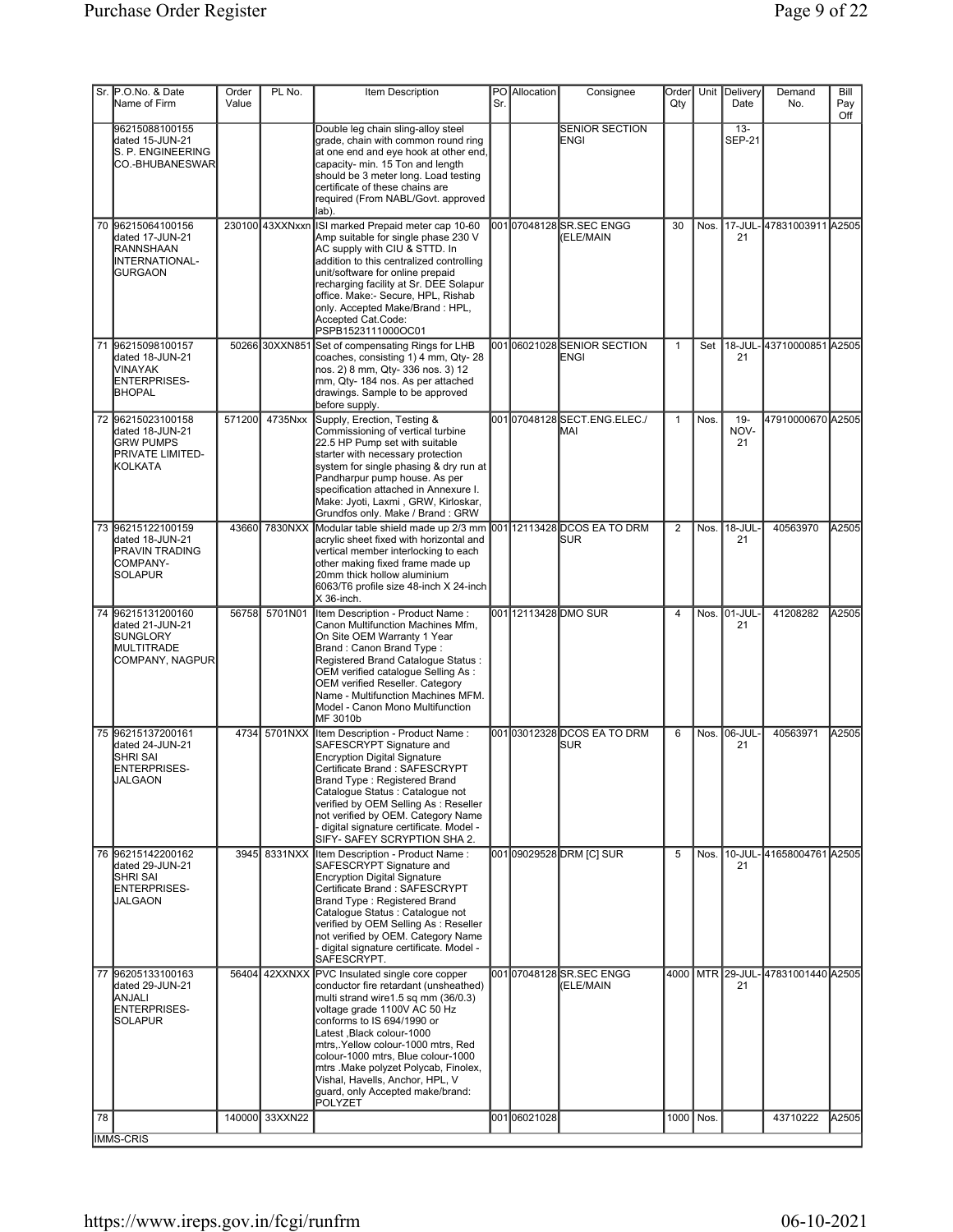| Sr. | P.O.No. & Date Name of Firm | Order Value | PL No. | Item Description | PO Sr. | Allocation | Consignee | Order Qty | Unit | Delivery Date | Demand No. | Bill Pay Off |
|---|---|---|---|---|---|---|---|---|---|---|---|---|
| | 96215088100155 dated 15-JUN-21 S. P. ENGINEERING CO.-BHUBANESWAR | | | Double leg chain sling-alloy steel grade, chain with common round ring at one end and eye hook at other end, capacity- min. 15 Ton and length should be 3 meter long. Load testing certificate of these chains are required (From NABL/Govt. approved lab). | | | SENIOR SECTION ENGI | | | 13-SEP-21 | | |
| 70 | 96215064100156 dated 17-JUN-21 RANNSHAAN INTERNATIONAL-GURGAON | 230100 | 43XXNxxn | ISI marked Prepaid meter cap 10-60 Amp suitable for single phase 230 V AC supply with CIU & STTD. In addition to this centralized controlling unit/software for online prepaid recharging facility at Sr. DEE Solapur office. Make:- Secure, HPL, Rishab only. Accepted Make/Brand : HPL, Accepted Cat.Code: PSPB1523111000OC01 | 001 | 07048128 | SR.SEC ENGG (ELE/MAIN | 30 | Nos. | 17-JUL-21 | 47831003911 | A2505 |
| 71 | 96215098100157 dated 18-JUN-21 VINAYAK ENTERPRISES-BHOPAL | 50266 | 30XXN851 | Set of compensating Rings for LHB coaches, consisting 1) 4 mm, Qty- 28 nos. 2) 8 mm, Qty- 336 nos. 3) 12 mm, Qty- 184 nos. As per attached drawings. Sample to be approved before supply. | 001 | 06021028 | SENIOR SECTION ENGI | 1 | Set | 18-JUL-21 | 43710000851 | A2505 |
| 72 | 96215023100158 dated 18-JUN-21 GRW PUMPS PRIVATE LIMITED-KOLKATA | 571200 | 4735Nxx | Supply, Erection, Testing & Commissioning of vertical turbine 22.5 HP Pump set with suitable starter with necessary protection system for single phasing & dry run at Pandharpur pump house. As per specification attached in Annexure I. Make: Jyoti, Laxmi , GRW, Kirloskar, Grundfos only. Make / Brand : GRW | 001 | 07048128 | SECT.ENG.ELEC./ MAI | 1 | Nos. | 19-NOV-21 | 47910000670 | A2505 |
| 73 | 96215122100159 dated 18-JUN-21 PRAVIN TRADING COMPANY-SOLAPUR | 43660 | 7830NXX | Modular table shield made up 2/3 mm acrylic sheet fixed with horizontal and vertical member interlocking to each other making fixed frame made up 20mm thick hollow aluminium 6063/T6 profile size 48-inch X 24-inch X 36-inch. | 001 | 12113428 | DCOS EA TO DRM SUR | 2 | Nos. | 18-JUL-21 | 40563970 | A2505 |
| 74 | 96215131200160 dated 21-JUN-21 SUNGLORY MULTITRADE COMPANY, NAGPUR | 56758 | 5701N01 | Item Description - Product Name : Canon Multifunction Machines Mfm, On Site OEM Warranty 1 Year Brand : Canon Brand Type : Registered Brand Catalogue Status : OEM verified catalogue Selling As : OEM verified Reseller. Category Name - Multifunction Machines MFM. Model - Canon Mono Multifunction MF 3010b | 001 | 12113428 | DMO SUR | 4 | Nos. | 01-JUL-21 | 41208282 | A2505 |
| 75 | 96215137200161 dated 24-JUN-21 SHRI SAI ENTERPRISES-JALGAON | 4734 | 5701NXX | Item Description - Product Name : SAFESCRYPT Signature and Encryption Digital Signature Certificate Brand : SAFESCRYPT Brand Type : Registered Brand Catalogue Status : Catalogue not verified by OEM Selling As : Reseller not verified by OEM. Category Name - digital signature certificate. Model - SIFY- SAFEY SCRYPTION SHA 2. | 001 | 03012328 | DCOS EA TO DRM SUR | 6 | Nos. | 06-JUL-21 | 40563971 | A2505 |
| 76 | 96215142200162 dated 29-JUN-21 SHRI SAI ENTERPRISES-JALGAON | 3945 | 8331NXX | Item Description - Product Name : SAFESCRYPT Signature and Encryption Digital Signature Certificate Brand : SAFESCRYPT Brand Type : Registered Brand Catalogue Status : Catalogue not verified by OEM Selling As : Reseller not verified by OEM. Category Name - digital signature certificate. Model - SAFESCRYPT. | 001 | 09029528 | DRM [C] SUR | 5 | Nos. | 10-JUL-21 | 41658004761 | A2505 |
| 77 | 96205133100163 dated 29-JUN-21 ANJALI ENTERPRISES-SOLAPUR | 56404 | 42XXNXX | PVC Insulated single core copper conductor fire retardant (unsheathed) multi strand wire1.5 sq mm (36/0.3) voltage grade 1100V AC 50 Hz conforms to IS 694/1990 or Latest ,Black colour-1000 mtrs,.Yellow colour-1000 mtrs, Red colour-1000 mtrs, Blue colour-1000 mtrs .Make polyzet Polycab, Finolex, Vishal, Havells, Anchor, HPL, V guard, only Accepted make/brand: POLYZET | 001 | 07048128 | SR.SEC ENGG (ELE/MAIN | 4000 | MTR | 29-JUL-21 | 47831001440 | A2505 |
| 78 | | 140000 | 33XXN22 | | 001 | 06021028 | | 1000 | Nos. | | 43710222 | A2505 |

IMMS-CRIS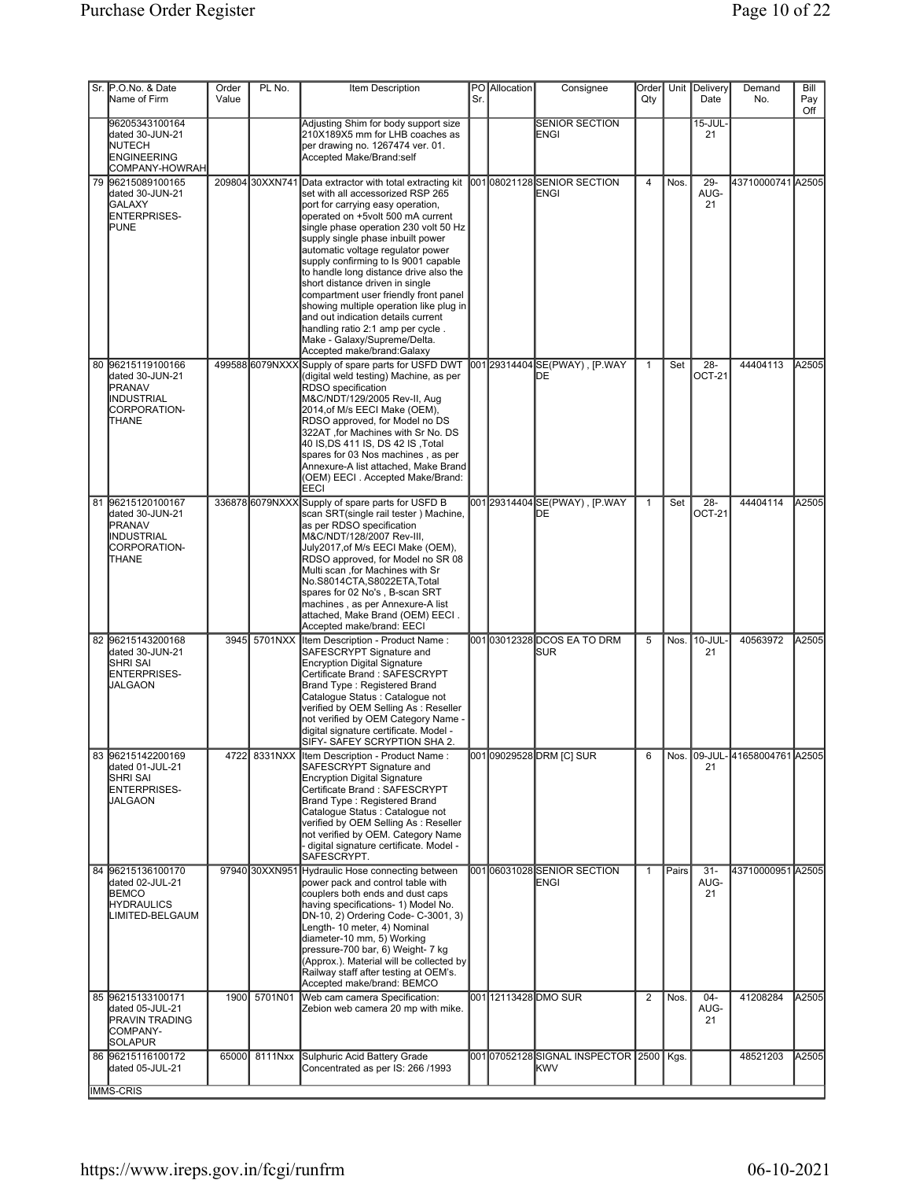| Sr. | P.O.No. & Date Name of Firm | Order Value | PL No. | Item Description | PO Sr. | Allocation | Consignee | Order Qty | Unit | Delivery Date | Demand No. | Bill Pay Off |
|---|---|---|---|---|---|---|---|---|---|---|---|---|
| | 96205343100164 dated 30-JUN-21 NUTECH ENGINEERING COMPANY-HOWRAH | | | Adjusting Shim for body support size 210X189X5 mm for LHB coaches as per drawing no. 1267474 ver. 01. Accepted Make/Brand:self | | | SENIOR SECTION ENGI | | | 15-JUL-21 | | |
| 79 | 96215089100165 dated 30-JUN-21 GALAXY ENTERPRISES-PUNE | 209804 | 30XXN741 | Data extractor with total extracting kit set with all accessorized RSP 265 port for carrying easy operation, operated on +5volt 500 mA current single phase operation 230 volt 50 Hz supply single phase inbuilt power automatic voltage regulator power supply confirming to Is 9001 capable to handle long distance drive also the short distance driven in single compartment user friendly front panel showing multiple operation like plug in and out indication details current handling ratio 2:1 amp per cycle . Make - Galaxy/Supreme/Delta. Accepted make/brand:Galaxy | 001 | 08021128 | SENIOR SECTION ENGI | 4 | Nos. | 29-AUG-21 | 43710000741 | A2505 |
| 80 | 96215119100166 dated 30-JUN-21 PRANAV INDUSTRIAL CORPORATION-THANE | 499588 | 6079NXXX | Supply of spare parts for USFD DWT (digital weld testing) Machine, as per RDSO specification M&C/NDT/129/2005 Rev-II, Aug 2014,of M/s EECI Make (OEM), RDSO approved, for Model no DS 322AT ,for Machines with Sr No. DS 40 IS,DS 411 IS, DS 42 IS ,Total spares for 03 Nos machines , as per Annexure-A list attached, Make Brand (OEM) EECI . Accepted Make/Brand: EECI | 001 | 29314404 | SE(PWAY) , [P.WAY DE | 1 | Set | 28-OCT-21 | 44404113 | A2505 |
| 81 | 96215120100167 dated 30-JUN-21 PRANAV INDUSTRIAL CORPORATION-THANE | 336878 | 6079NXXX | Supply of spare parts for USFD B scan SRT(single rail tester ) Machine, as per RDSO specification M&C/NDT/128/2007 Rev-III, July2017,of M/s EECI Make (OEM), RDSO approved, for Model no SR 08 Multi scan ,for Machines with Sr No.S8014CTA,S8022ETA,Total spares for 02 No's , B-scan SRT machines , as per Annexure-A list attached, Make Brand (OEM) EECI . Accepted make/brand: EECI | 001 | 29314404 | SE(PWAY) , [P.WAY DE | 1 | Set | 28-OCT-21 | 44404114 | A2505 |
| 82 | 96215143200168 dated 30-JUN-21 SHRI SAI ENTERPRISES-JALGAON | 3945 | 5701NXX | Item Description - Product Name : SAFESCRYPT Signature and Encryption Digital Signature Certificate Brand : SAFESCRYPT Brand Type : Registered Brand Catalogue Status : Catalogue not verified by OEM Selling As : Reseller not verified by OEM Category Name - digital signature certificate. Model - SIFY- SAFEY SCRYPTION SHA 2. | 001 | 03012328 | DCOS EA TO DRM SUR | 5 | Nos. | 10-JUL-21 | 40563972 | A2505 |
| 83 | 96215142200169 dated 01-JUL-21 SHRI SAI ENTERPRISES-JALGAON | 4722 | 8331NXX | Item Description - Product Name : SAFESCRYPT Signature and Encryption Digital Signature Certificate Brand : SAFESCRYPT Brand Type : Registered Brand Catalogue Status : Catalogue not verified by OEM Selling As : Reseller not verified by OEM. Category Name - digital signature certificate. Model - SAFESCRYPT. | 001 | 09029528 | DRM [C] SUR | 6 | Nos. | 09-JUL-21 | 41658004761 | A2505 |
| 84 | 96215136100170 dated 02-JUL-21 BEMCO HYDRAULICS LIMITED-BELGAUM | 97940 | 30XXN951 | Hydraulic Hose connecting between power pack and control table with couplers both ends and dust caps having specifications- 1) Model No. DN-10, 2) Ordering Code- C-3001, 3) Length- 10 meter, 4) Nominal diameter-10 mm, 5) Working pressure-700 bar, 6) Weight- 7 kg (Approx.). Material will be collected by Railway staff after testing at OEM's. Accepted make/brand: BEMCO | 001 | 06031028 | SENIOR SECTION ENGI | 1 | Pairs | 31-AUG-21 | 43710000951 | A2505 |
| 85 | 96215133100171 dated 05-JUL-21 PRAVIN TRADING COMPANY-SOLAPUR | 1900 | 5701N01 | Web cam camera Specification: Zebion web camera 20 mp with mike. | 001 | 12113428 | DMO SUR | 2 | Nos. | 04-AUG-21 | 41208284 | A2505 |
| 86 | 96215116100172 dated 05-JUL-21 | 65000 | 8111Nxx | Sulphuric Acid Battery Grade Concentrated as per IS: 266 /1993 | 001 | 07052128 | SIGNAL INSPECTOR KWV | 2500 | Kgs. | | 48521203 | A2505 |

IMMS-CRIS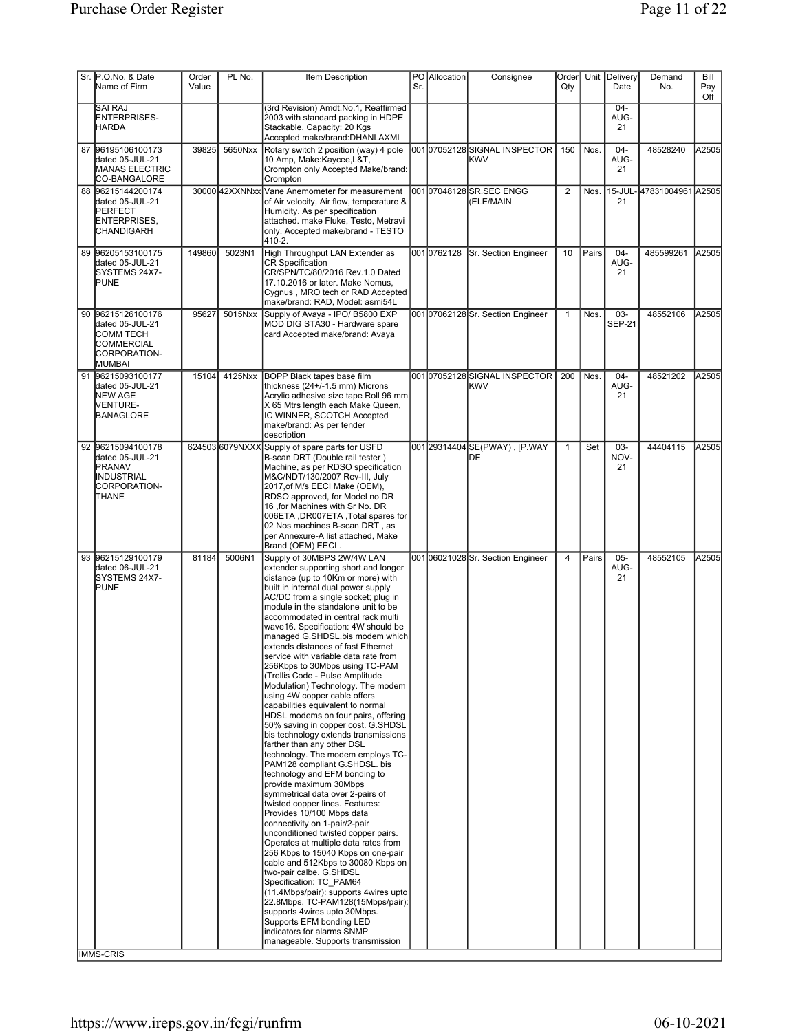| Sr. | P.O.No. & Date Name of Firm | Order Value | PL No. | Item Description | PO Sr. | Allocation | Consignee | Order Qty | Unit | Delivery Date | Demand No. | Bill Pay Off |
|---|---|---|---|---|---|---|---|---|---|---|---|---|
| | SAI RAJ ENTERPRISES-HARDA | | | (3rd Revision) Amdt.No.1, Reaffirmed 2003 with standard packing in HDPE Stackable, Capacity: 20 Kgs Accepted make/brand:DHANLAXMI | | | | | | 04-AUG-21 | | |
| 87 | 96195106100173 dated 05-JUL-21 MANAS ELECTRIC CO-BANGALORE | 39825 | 5650Nxx | Rotary switch 2 position (way) 4 pole 10 Amp, Make:Kaycee,L&T, Crompton only Accepted Make/brand: Crompton | 001 | 07052128 | SIGNAL INSPECTOR KWV | 150 | Nos. | 04-AUG-21 | 48528240 | A2505 |
| 88 | 96215144200174 dated 05-JUL-21 PERFECT ENTERPRISES, CHANDIGARH | 30000 | 42XXNNxx | Vane Anemometer for measurement of Air velocity, Air flow, temperature & Humidity. As per specification attached. make Fluke, Testo, Metravi only. Accepted make/brand - TESTO 410-2. | 001 | 07048128 | SR.SEC ENGG (ELE/MAIN | 2 | Nos. | 15-JUL-21 | 47831004961 | A2505 |
| 89 | 96205153100175 dated 05-JUL-21 SYSTEMS 24X7-PUNE | 149860 | 5023N1 | High Throughput LAN Extender as CR Specification CR/SPN/TC/80/2016 Rev.1.0 Dated 17.10.2016 or later. Make Nomus, Cygnus , MRO tech or RAD Accepted make/brand: RAD, Model: asmi54L | 001 | 0762128 | Sr. Section Engineer | 10 | Pairs | 04-AUG-21 | 485599261 | A2505 |
| 90 | 96215126100176 dated 05-JUL-21 COMM TECH COMMERCIAL CORPORATION-MUMBAI | 95627 | 5015Nxx | Supply of Avaya - IPO/ B5800 EXP MOD DIG STA30 - Hardware spare card Accepted make/brand: Avaya | 001 | 07062128 | Sr. Section Engineer | 1 | Nos. | 03-SEP-21 | 48552106 | A2505 |
| 91 | 96215093100177 dated 05-JUL-21 NEW AGE VENTURE-BANAGLORE | 15104 | 4125Nxx | BOPP Black tapes base film thickness (24+/-1.5 mm) Microns Acrylic adhesive size tape Roll 96 mm X 65 Mtrs length each Make Queen, IC WINNER, SCOTCH Accepted make/brand: As per tender description | 001 | 07052128 | SIGNAL INSPECTOR KWV | 200 | Nos. | 04-AUG-21 | 48521202 | A2505 |
| 92 | 96215094100178 dated 05-JUL-21 PRANAV INDUSTRIAL CORPORATION-THANE | 624503 | 6079NXXX | Supply of spare parts for USFD B-scan DRT (Double rail tester ) Machine, as per RDSO specification M&C/NDT/130/2007 Rev-III, July 2017,of M/s EECI Make (OEM), RDSO approved, for Model no DR 16 ,for Machines with Sr No. DR 006ETA ,DR007ETA ,Total spares for 02 Nos machines B-scan DRT , as per Annexure-A list attached, Make Brand (OEM) EECI . | 001 | 29314404 | SE(PWAY) , [P.WAY DE | 1 | Set | 03-NOV-21 | 44404115 | A2505 |
| 93 | 96215129100179 dated 06-JUL-21 SYSTEMS 24X7-PUNE | 81184 | 5006N1 | Supply of 30MBPS 2W/4W LAN extender supporting short and longer distance (up to 10Km or more) with built in internal dual power supply AC/DC from a single socket; plug in module in the standalone unit to be accommodated in central rack multi wave16. Specification: 4W should be managed G.SHDSL.bis modem which extends distances of fast Ethernet service with variable data rate from 256Kbps to 30Mbps using TC-PAM (Trellis Code - Pulse Amplitude Modulation) Technology. The modem using 4W copper cable offers capabilities equivalent to normal HDSL modems on four pairs, offering 50% saving in copper cost. G.SHDSL bis technology extends transmissions farther than any other DSL technology. The modem employs TC-PAM128 compliant G.SHDSL. bis technology and EFM bonding to provide maximum 30Mbps symmetrical data over 2-pairs of twisted copper lines. Features: Provides 10/100 Mbps data connectivity on 1-pair/2-pair unconditioned twisted copper pairs. Operates at multiple data rates from 256 Kbps to 15040 Kbps on one-pair cable and 512Kbps to 30080 Kbps on two-pair calbe. G.SHDSL Specification: TC_PAM64 (11.4Mbps/pair): supports 4wires upto 22.8Mbps. TC-PAM128(15Mbps/pair): supports 4wires upto 30Mbps. Supports EFM bonding LED indicators for alarms SNMP manageable. Supports transmission | 001 | 06021028 | Sr. Section Engineer | 4 | Pairs | 05-AUG-21 | 48552105 | A2505 |

IMMS-CRIS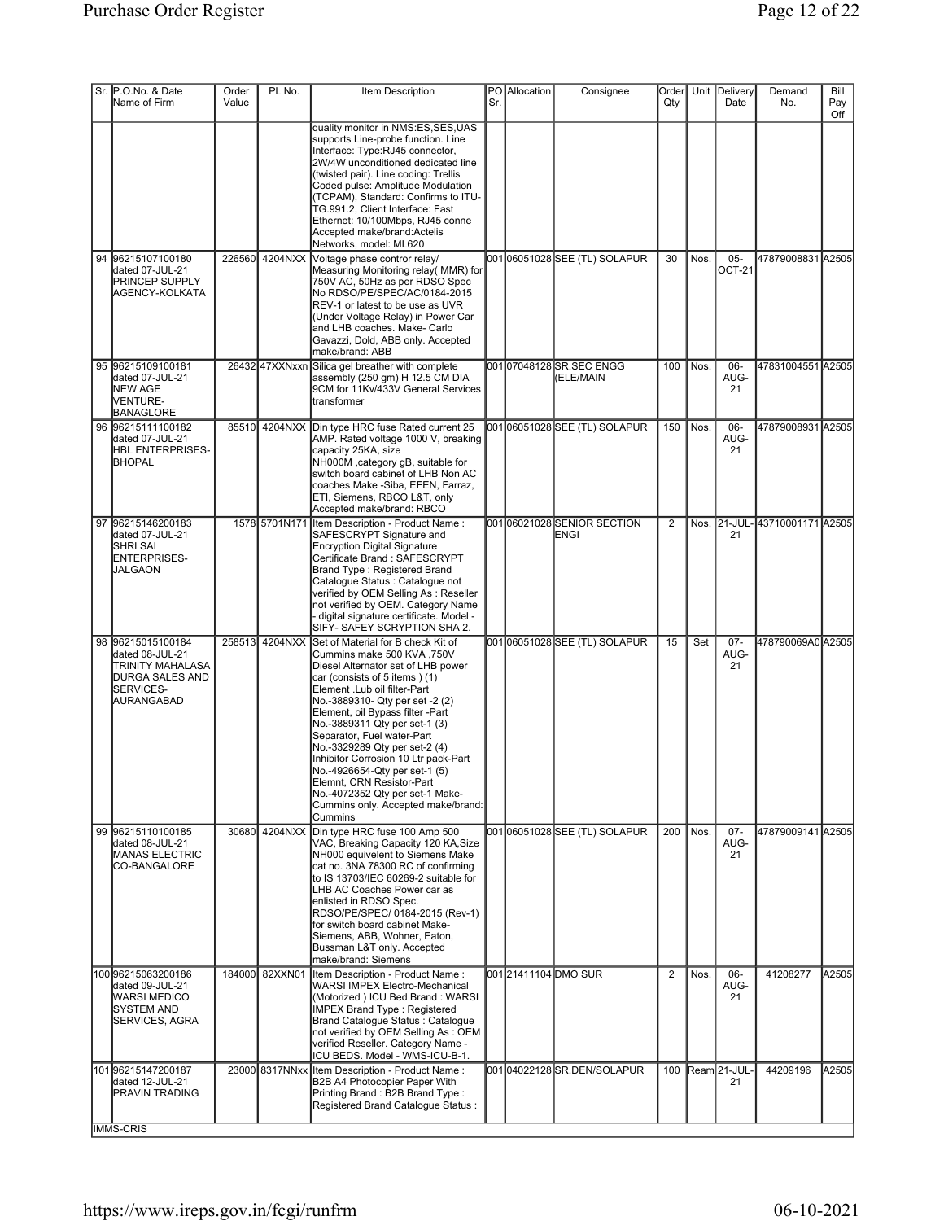| Sr. | P.O.No. & Date Name of Firm | Order Value | PL No. | Item Description | PO Sr. | Allocation | Consignee | Order Qty | Unit | Delivery Date | Demand No. | Bill Pay Off |
|---|---|---|---|---|---|---|---|---|---|---|---|---|
| | | | | quality monitor in NMS:ES,SES,UAS supports Line-probe function. Line Interface: Type:RJ45 connector, 2W/4W unconditioned dedicated line (twisted pair). Line coding: Trellis Coded pulse: Amplitude Modulation (TCPAM), Standard: Confirms to ITU-TG.991.2, Client Interface: Fast Ethernet: 10/100Mbps, RJ45 conne Accepted make/brand:Actelis Networks, model: ML620 | | | | | | | | |
| 94 | 96215107100180 dated 07-JUL-21 PRINCEP SUPPLY AGENCY-KOLKATA | 226560 | 4204NXX | Voltage phase contror relay/ Measuring Monitoring relay( MMR) for 750V AC, 50Hz as per RDSO Spec No RDSO/PE/SPEC/AC/0184-2015 REV-1 or latest to be use as UVR (Under Voltage Relay) in Power Car and LHB coaches. Make- Carlo Gavazzi, Dold, ABB only. Accepted make/brand: ABB | 001 | 06051028 | SEE (TL) SOLAPUR | 30 | Nos. | 05-OCT-21 | 47879008831 | A2505 |
| 95 | 96215109100181 dated 07-JUL-21 NEW AGE VENTURE-BANAGLORE | 26432 | 47XXNxxn | Silica gel breather with complete assembly (250 gm) H 12.5 CM DIA 9CM for 11Kv/433V General Services transformer | 001 | 07048128 | SR.SEC ENGG (ELE/MAIN | 100 | Nos. | 06-AUG-21 | 47831004551 | A2505 |
| 96 | 96215111100182 dated 07-JUL-21 HBL ENTERPRISES-BHOPAL | 85510 | 4204NXX | Din type HRC fuse Rated current 25 AMP. Rated voltage 1000 V, breaking capacity 25KA, size NH000M ,category gB, suitable for switch board cabinet of LHB Non AC coaches Make -Siba, EFEN, Farraz, ETI, Siemens, RBCO L&T, only Accepted make/brand: RBCO | 001 | 06051028 | SEE (TL) SOLAPUR | 150 | Nos. | 06-AUG-21 | 47879008931 | A2505 |
| 97 | 96215146200183 dated 07-JUL-21 SHRI SAI ENTERPRISES-JALGAON | 1578 | 5701N171 | Item Description - Product Name : SAFESCRYPT Signature and Encryption Digital Signature Certificate Brand : SAFESCRYPT Brand Type : Registered Brand Catalogue Status : Catalogue not verified by OEM Selling As : Reseller not verified by OEM. Category Name - digital signature certificate. Model - SIFY- SAFEY SCRYPTION SHA 2. | 001 | 06021028 | SENIOR SECTION ENGI | 2 | Nos. | 21-JUL-21 | 43710001171 | A2505 |
| 98 | 96215015100184 dated 08-JUL-21 TRINITY MAHALASA DURGA SALES AND SERVICES-AURANGABAD | 258513 | 4204NXX | Set of Material for B check Kit of Cummins make 500 KVA ,750V Diesel Alternator set of LHB power car (consists of 5 items ) (1) Element .Lub oil filter-Part No.-3889310- Qty per set -2 (2) Element, oil Bypass filter -Part No.-3889311 Qty per set-1 (3) Separator, Fuel water-Part No.-3329289 Qty per set-2 (4) Inhibitor Corrosion 10 Ltr pack-Part No.-4926654-Qty per set-1 (5) Elemnt, CRN Resistor-Part No.-4072352 Qty per set-1 Make-Cummins only. Accepted make/brand: Cummins | 001 | 06051028 | SEE (TL) SOLAPUR | 15 | Set | 07-AUG-21 | 478790069A0 | A2505 |
| 99 | 96215110100185 dated 08-JUL-21 MANAS ELECTRIC CO-BANGALORE | 30680 | 4204NXX | Din type HRC fuse 100 Amp 500 VAC, Breaking Capacity 120 KA,Size NH000 equivelent to Siemens Make cat no. 3NA 78300 RC of confirming to IS 13703/IEC 60269-2 suitable for LHB AC Coaches Power car as enlisted in RDSO Spec. RDSO/PE/SPEC/ 0184-2015 (Rev-1) for switch board cabinet Make-Siemens, ABB, Wohner, Eaton, Bussman L&T only. Accepted make/brand: Siemens | 001 | 06051028 | SEE (TL) SOLAPUR | 200 | Nos. | 07-AUG-21 | 47879009141 | A2505 |
| 100 | 96215063200186 dated 09-JUL-21 WARSI MEDICO SYSTEM AND SERVICES, AGRA | 184000 | 82XXN01 | Item Description - Product Name : WARSI IMPEX Electro-Mechanical (Motorized ) ICU Bed Brand : WARSI IMPEX Brand Type : Registered Brand Catalogue Status : Catalogue not verified by OEM Selling As : OEM verified Reseller. Category Name - ICU BEDS. Model - WMS-ICU-B-1. | 001 | 21411104 | DMO SUR | 2 | Nos. | 06-AUG-21 | 41208277 | A2505 |
| 101 | 96215147200187 dated 12-JUL-21 PRAVIN TRADING | 23000 | 8317NNxx | Item Description - Product Name : B2B A4 Photocopier Paper With Printing Brand : B2B Brand Type : Registered Brand Catalogue Status : | 001 | 04022128 | SR.DEN/SOLAPUR | 100 | Ream | 21-JUL-21 | 44209196 | A2505 |

IMMS-CRIS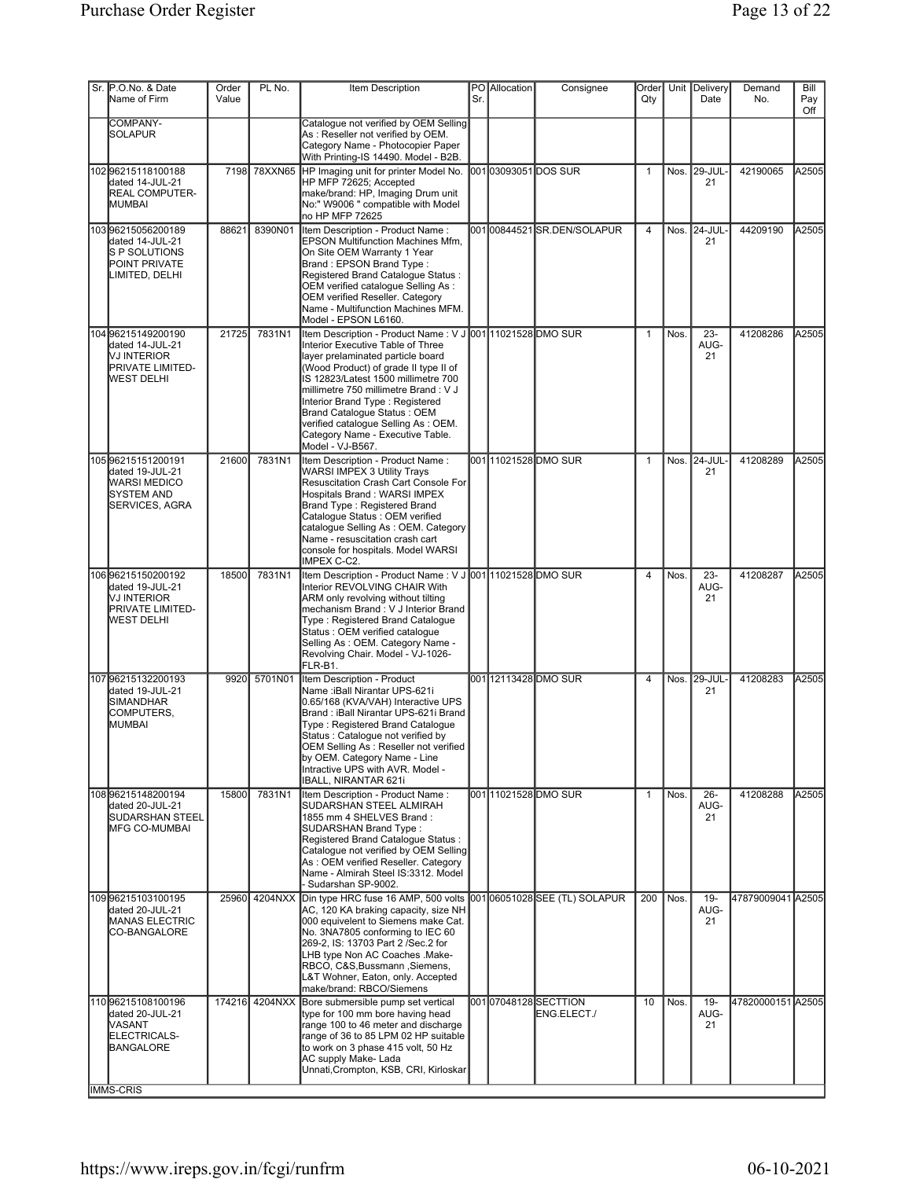| Sr. | P.O.No. & Date Name of Firm | Order Value | PL No. | Item Description | PO Sr. | Allocation | Consignee | Order Qty | Unit | Delivery Date | Demand No. | Bill Pay Off |
|---|---|---|---|---|---|---|---|---|---|---|---|---|
| | COMPANY-SOLAPUR | | | Catalogue not verified by OEM Selling As : Reseller not verified by OEM. Category Name - Photocopier Paper With Printing-IS 14490. Model - B2B. | | | | | | | | |
| 102 | 96215118100188 dated 14-JUL-21 REAL COMPUTER-MUMBAI | 7198 | 78XXN65 | HP Imaging unit for printer Model No. HP MFP 72625; Accepted make/brand: HP, Imaging Drum unit No:" W9006 " compatible with Model no HP MFP 72625 | 001 | 03093051 | DOS SUR | 1 | Nos. | 29-JUL-21 | 42190065 | A2505 |
| 103 | 96215056200189 dated 14-JUL-21 S P SOLUTIONS POINT PRIVATE LIMITED, DELHI | 88621 | 8390N01 | Item Description - Product Name : EPSON Multifunction Machines Mfm, On Site OEM Warranty 1 Year Brand : EPSON Brand Type : Registered Brand Catalogue Status : OEM verified catalogue Selling As : OEM verified Reseller. Category Name - Multifunction Machines MFM. Model - EPSON L6160. | 001 | 00844521 | SR.DEN/SOLAPUR | 4 | Nos. | 24-JUL-21 | 44209190 | A2505 |
| 104 | 96215149200190 dated 14-JUL-21 VJ INTERIOR PRIVATE LIMITED-WEST DELHI | 21725 | 7831N1 | Item Description - Product Name : V J Interior Executive Table of Three layer prelaminated particle board (Wood Product) of grade II type II of IS 12823/Latest 1500 millimetre 700 millimetre 750 millimetre Brand : V J Interior Brand Type : Registered Brand Catalogue Status : OEM verified catalogue Selling As : OEM. Category Name - Executive Table. Model - VJ-B567. | 001 | 11021528 | DMO SUR | 1 | Nos. | 23-AUG-21 | 41208286 | A2505 |
| 105 | 96215151200191 dated 19-JUL-21 WARSI MEDICO SYSTEM AND SERVICES, AGRA | 21600 | 7831N1 | Item Description - Product Name : WARSI IMPEX 3 Utility Trays Resuscitation Crash Cart Console For Hospitals Brand : WARSI IMPEX Brand Type : Registered Brand Catalogue Status : OEM verified catalogue Selling As : OEM. Category Name - resuscitation crash cart console for hospitals. Model WARSI IMPEX C-C2. | 001 | 11021528 | DMO SUR | 1 | Nos. | 24-JUL-21 | 41208289 | A2505 |
| 106 | 96215150200192 dated 19-JUL-21 VJ INTERIOR PRIVATE LIMITED-WEST DELHI | 18500 | 7831N1 | Item Description - Product Name : V J Interior REVOLVING CHAIR With ARM only revolving without tilting mechanism Brand : V J Interior Brand Type : Registered Brand Catalogue Status : OEM verified catalogue Selling As : OEM. Category Name - Revolving Chair. Model - VJ-1026-FLR-B1. | 001 | 11021528 | DMO SUR | 4 | Nos. | 23-AUG-21 | 41208287 | A2505 |
| 107 | 96215132200193 dated 19-JUL-21 SIMANDHAR COMPUTERS, MUMBAI | 9920 | 5701N01 | Item Description - Product Name :iBall Nirantar UPS-621i 0.65/168 (KVA/VAH) Interactive UPS Brand : iBall Nirantar UPS-621i Brand Type : Registered Brand Catalogue Status : Catalogue not verified by OEM Selling As : Reseller not verified by OEM. Category Name - Line Intractive UPS with AVR. Model - IBALL, NIRANTAR 621i | 001 | 12113428 | DMO SUR | 4 | Nos. | 29-JUL-21 | 41208283 | A2505 |
| 108 | 96215148200194 dated 20-JUL-21 SUDARSHAN STEEL MFG CO-MUMBAI | 15800 | 7831N1 | Item Description - Product Name : SUDARSHAN STEEL ALMIRAH 1855 mm 4 SHELVES Brand : SUDARSHAN Brand Type : Registered Brand Catalogue Status : Catalogue not verified by OEM Selling As : OEM verified Reseller. Category Name - Almirah Steel IS:3312. Model - Sudarshan SP-9002. | 001 | 11021528 | DMO SUR | 1 | Nos. | 26-AUG-21 | 41208288 | A2505 |
| 109 | 96215103100195 dated 20-JUL-21 MANAS ELECTRIC CO-BANGALORE | 25960 | 4204NXX | Din type HRC fuse 16 AMP, 500 volts AC, 120 KA braking capacity, size NH 000 equivelent to Siemens make Cat. No. 3NA7805 conforming to IEC 60 269-2, IS: 13703 Part 2 /Sec.2 for LHB type Non AC Coaches .Make-RBCO, C&S,Bussmann ,Siemens, L&T Wohner, Eaton, only. Accepted make/brand: RBCO/Siemens | 001 | 06051028 | SEE (TL) SOLAPUR | 200 | Nos. | 19-AUG-21 | 47879009041 | A2505 |
| 110 | 96215108100196 dated 20-JUL-21 VASANT ELECTRICALS-BANGALORE | 174216 | 4204NXX | Bore submersible pump set vertical type for 100 mm bore having head range 100 to 46 meter and discharge range of 36 to 85 LPM 02 HP suitable to work on 3 phase 415 volt, 50 Hz AC supply Make- Lada Unnati,Crompton, KSB, CRI, Kirloskar | 001 | 07048128 | SECTTION ENG.ELECT./ | 10 | Nos. | 19-AUG-21 | 47820000151 | A2505 |

IMMS-CRIS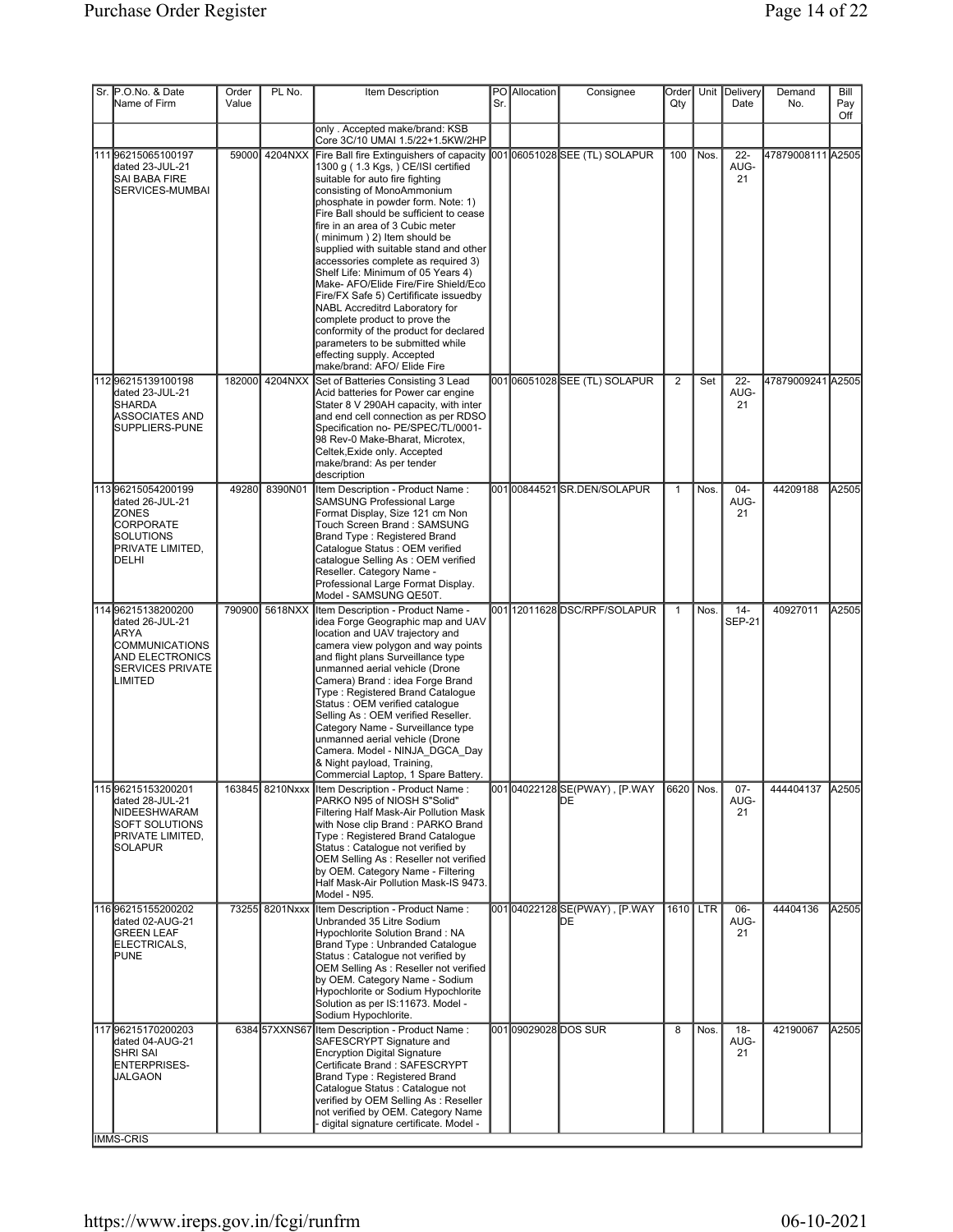| Sr. | P.O.No. & Date Name of Firm | Order Value | PL No. | Item Description | PO Sr. | Allocation | Consignee | Order Qty | Unit | Delivery Date | Demand No. | Bill Pay Off |
|---|---|---|---|---|---|---|---|---|---|---|---|---|
| | | | | only . Accepted make/brand: KSB Core 3C/10 UMAI 1.5/22+1.5KW/2HP | | | | | | | | |
| 111 | 96215065100197 dated 23-JUL-21 SAI BABA FIRE SERVICES-MUMBAI | 59000 | 4204NXX | Fire Ball fire Extinguishers of capacity 1300 g ( 1.3 Kgs, ) CE/ISI certified suitable for auto fire fighting consisting of MonoAmmonium phosphate in powder form. Note: 1) Fire Ball should be sufficient to cease fire in an area of 3 Cubic meter ( minimum ) 2) Item should be supplied with suitable stand and other accessories complete as required 3) Shelf Life: Minimum of 05 Years 4) Make- AFO/Elide Fire/Fire Shield/Eco Fire/FX Safe 5) Certifficate issuedby NABL Accreditrd Laboratory for complete product to prove the conformity of the product for declared parameters to be submitted while effecting supply. Accepted make/brand: AFO/ Elide Fire | 001 | 06051028 | SEE (TL) SOLAPUR | 100 | Nos. | 22-AUG-21 | 47879008111 | A2505 |
| 112 | 96215139100198 dated 23-JUL-21 SHARDA ASSOCIATES AND SUPPLIERS-PUNE | 182000 | 4204NXX | Set of Batteries Consisting 3 Lead Acid batteries for Power car engine Stater 8 V 290AH capacity, with inter and end cell connection as per RDSO Specification no- PE/SPEC/TL/0001-98 Rev-0 Make-Bharat, Microtex, Celtek,Exide only. Accepted make/brand: As per tender description | 001 | 06051028 | SEE (TL) SOLAPUR | 2 | Set | 22-AUG-21 | 47879009241 | A2505 |
| 113 | 96215054200199 dated 26-JUL-21 ZONES CORPORATE SOLUTIONS PRIVATE LIMITED, DELHI | 49280 | 8390N01 | Item Description - Product Name : SAMSUNG Professional Large Format Display, Size 121 cm Non Touch Screen Brand : SAMSUNG Brand Type : Registered Brand Catalogue Status : OEM verified catalogue Selling As : OEM verified Reseller. Category Name - Professional Large Format Display. Model - SAMSUNG QE50T. | 001 | 00844521 | SR.DEN/SOLAPUR | 1 | Nos. | 04-AUG-21 | 44209188 | A2505 |
| 114 | 96215138200200 dated 26-JUL-21 ARYA COMMUNICATIONS AND ELECTRONICS SERVICES PRIVATE LIMITED | 790900 | 5618NXX | Item Description - Product Name - idea Forge Geographic map and UAV location and UAV trajectory and camera view polygon and way points and flight plans Surveillance type unmanned aerial vehicle (Drone Camera) Brand : idea Forge Brand Type : Registered Brand Catalogue Status : OEM verified catalogue Selling As : OEM verified Reseller. Category Name - Surveillance type unmanned aerial vehicle (Drone Camera. Model - NINJA_DGCA_Day & Night payload, Training, Commercial Laptop, 1 Spare Battery. | 001 | 12011628 | DSC/RPF/SOLAPUR | 1 | Nos. | 14-SEP-21 | 40927011 | A2505 |
| 115 | 96215153200201 dated 28-JUL-21 NIDEESHWARAM SOFT SOLUTIONS PRIVATE LIMITED, SOLAPUR | 163845 | 8210Nxxx | Item Description - Product Name : PARKO N95 of NIOSH S"Solid" Filtering Half Mask-Air Pollution Mask with Nose clip Brand : PARKO Brand Type : Registered Brand Catalogue Status : Catalogue not verified by OEM Selling As : Reseller not verified by OEM. Category Name - Filtering Half Mask-Air Pollution Mask-IS 9473. Model - N95. | 001 | 04022128 | SE(PWAY) , [P.WAY DE | 6620 | Nos. | 07-AUG-21 | 444404137 | A2505 |
| 116 | 96215155200202 dated 02-AUG-21 GREEN LEAF ELECTRICALS, PUNE | 73255 | 8201Nxxx | Item Description - Product Name : Unbranded 35 Litre Sodium Hypochlorite Solution Brand : NA Brand Type : Unbranded Catalogue Status : Catalogue not verified by OEM Selling As : Reseller not verified by OEM. Category Name - Sodium Hypochlorite or Sodium Hypochlorite Solution as per IS:11673. Model - Sodium Hypochlorite. | 001 | 04022128 | SE(PWAY) , [P.WAY DE | 1610 | LTR | 06-AUG-21 | 44404136 | A2505 |
| 117 | 96215170200203 dated 04-AUG-21 SHRI SAI ENTERPRISES-JALGAON | 6384 | 57XXNS67 | Item Description - Product Name : SAFESCRYPT Signature and Encryption Digital Signature Certificate Brand : SAFESCRYPT Brand Type : Registered Brand Catalogue Status : Catalogue not verified by OEM Selling As : Reseller not verified by OEM. Category Name - digital signature certificate. Model - | 001 | 09029028 | DOS SUR | 8 | Nos. | 18-AUG-21 | 42190067 | A2505 |

IMMS-CRIS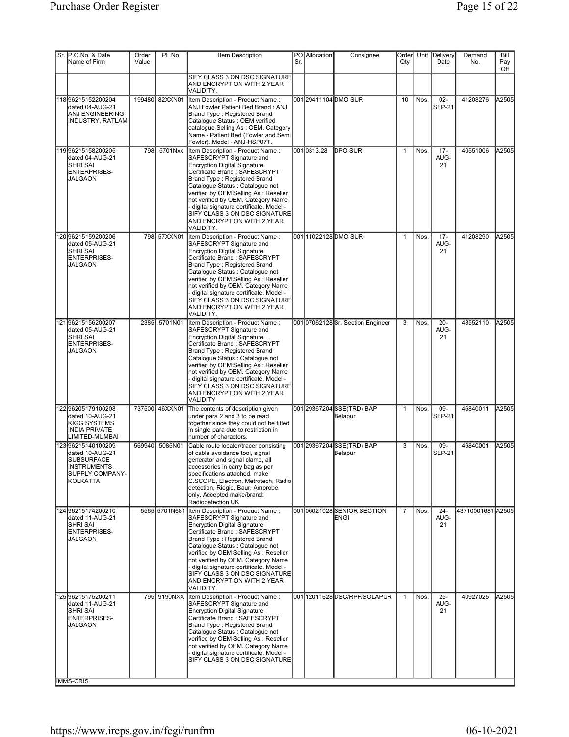| Sr. | P.O.No. & Date Name of Firm | Order Value | PL No. | Item Description | PO Sr. | Allocation | Consignee | Order Qty | Unit | Delivery Date | Demand No. | Bill Pay Off |
|---|---|---|---|---|---|---|---|---|---|---|---|---|
| | | | | SIFY CLASS 3 ON DSC SIGNATURE AND ENCRYPTION WITH 2 YEAR VALIDITY. | | | | | | | | |
| 118 | 96215152200204 dated 04-AUG-21 ANJ ENGINEERING INDUSTRY, RATLAM | 199480 | 82XXN01 | Item Description - Product Name : ANJ Fowler Patient Bed Brand : ANJ Brand Type : Registered Brand Catalogue Status : OEM verified catalogue Selling As : OEM. Category Name - Patient Bed (Fowler and Semi Fowler). Model - ANJ-HSP07T. | 001 | 29411104 | DMO SUR | 10 | Nos. | 02-SEP-21 | 41208276 | A2505 |
| 119 | 96215158200205 dated 04-AUG-21 SHRI SAI ENTERPRISES-JALGAON | 798 | 5701Nxx | Item Description - Product Name : SAFESCRYPT Signature and Encryption Digital Signature Certificate Brand : SAFESCRYPT Brand Type : Registered Brand Catalogue Status : Catalogue not verified by OEM Selling As : Reseller not verified by OEM. Category Name - digital signature certificate. Model - SIFY CLASS 3 ON DSC SIGNATURE AND ENCRYPTION WITH 2 YEAR VALIDITY. | 001 | 0313.28 | DPO SUR | 1 | Nos. | 17-AUG-21 | 40551006 | A2505 |
| 120 | 96215159200206 dated 05-AUG-21 SHRI SAI ENTERPRISES-JALGAON | 798 | 57XXN01 | Item Description - Product Name : SAFESCRYPT Signature and Encryption Digital Signature Certificate Brand : SAFESCRYPT Brand Type : Registered Brand Catalogue Status : Catalogue not verified by OEM Selling As : Reseller not verified by OEM. Category Name - digital signature certificate. Model - SIFY CLASS 3 ON DSC SIGNATURE AND ENCRYPTION WITH 2 YEAR VALIDITY. | 001 | 11022128 | DMO SUR | 1 | Nos. | 17-AUG-21 | 41208290 | A2505 |
| 121 | 96215156200207 dated 05-AUG-21 SHRI SAI ENTERPRISES-JALGAON | 2385 | 5701N01 | Item Description - Product Name : SAFESCRYPT Signature and Encryption Digital Signature Certificate Brand : SAFESCRYPT Brand Type : Registered Brand Catalogue Status : Catalogue not verified by OEM Selling As : Reseller not verified by OEM. Category Name - digital signature certificate. Model - SIFY CLASS 3 ON DSC SIGNATURE AND ENCRYPTION WITH 2 YEAR VALIDITY | 001 | 07062128 | Sr. Section Engineer | 3 | Nos. | 20-AUG-21 | 48552110 | A2505 |
| 122 | 96205179100208 dated 10-AUG-21 KIGG SYSTEMS INDIA PRIVATE LIMITED-MUMBAI | 737500 | 46XXN01 | The contents of description given under para 2 and 3 to be read together since they could not be fitted in single para due to restriction in number of charactors. | 001 | 29367204 | SSE(TRD) BAP Belapur | 1 | Nos. | 09-SEP-21 | 46840011 | A2505 |
| 123 | 96215140100209 dated 10-AUG-21 SUBSURFACE INSTRUMENTS SUPPLY COMPANY-KOLKATTA | 569940 | 5085N01 | Cable route locater/tracer consisting of cable avoidance tool, signal generator and signal clamp, all accessories in carry bag as per specifications attached. make C.SCOPE, Electron, Metrotech, Radio detection, Ridgid, Baur, Amprobe only. Accepted make/brand: Radiodetection UK | 001 | 29367204 | SSE(TRD) BAP Belapur | 3 | Nos. | 09-SEP-21 | 46840001 | A2505 |
| 124 | 96215174200210 dated 11-AUG-21 SHRI SAI ENTERPRISES-JALGAON | 5565 | 5701N681 | Item Description - Product Name : SAFESCRYPT Signature and Encryption Digital Signature Certificate Brand : SAFESCRYPT Brand Type : Registered Brand Catalogue Status : Catalogue not verified by OEM Selling As : Reseller not verified by OEM. Category Name - digital signature certificate. Model - SIFY CLASS 3 ON DSC SIGNATURE AND ENCRYPTION WITH 2 YEAR VALIDITY. | 001 | 06021028 | SENIOR SECTION ENGI | 7 | Nos. | 24-AUG-21 | 43710001681 | A2505 |
| 125 | 96215175200211 dated 11-AUG-21 SHRI SAI ENTERPRISES-JALGAON | 795 | 9190NXX | Item Description - Product Name : SAFESCRYPT Signature and Encryption Digital Signature Certificate Brand : SAFESCRYPT Brand Type : Registered Brand Catalogue Status : Catalogue not verified by OEM Selling As : Reseller not verified by OEM. Category Name - digital signature certificate. Model - SIFY CLASS 3 ON DSC SIGNATURE | 001 | 12011628 | DSC/RPF/SOLAPUR | 1 | Nos. | 25-AUG-21 | 40927025 | A2505 |

IMMS-CRIS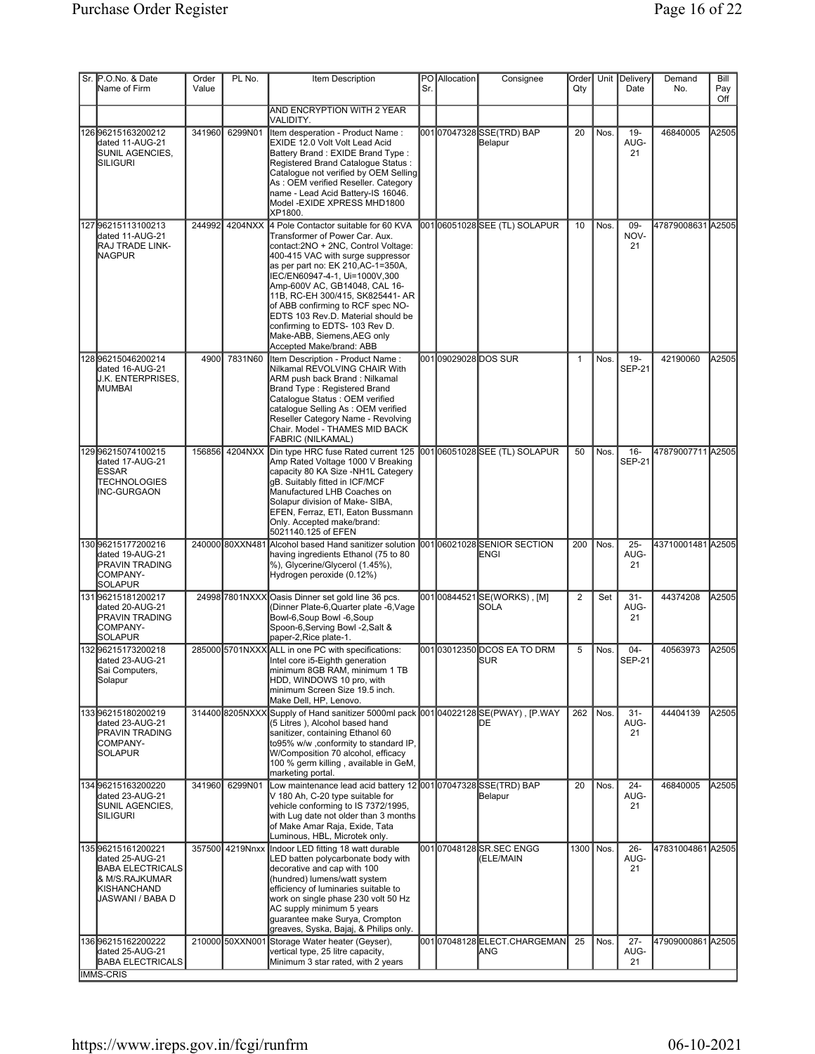| Sr. | P.O.No. & Date Name of Firm | Order Value | PL No. | Item Description | PO Sr. | Allocation | Consignee | Order Qty | Unit | Delivery Date | Demand No. | Bill Pay Off |
|---|---|---|---|---|---|---|---|---|---|---|---|---|
| | | | | AND ENCRYPTION WITH 2 YEAR VALIDITY. | | | | | | | | |
| 126 | 96215163200212 dated 11-AUG-21 SUNIL AGENCIES, SILIGURI | 341960 | 6299N01 | Item desperation - Product Name : EXIDE 12.0 Volt Volt Lead Acid Battery Brand : EXIDE Brand Type : Registered Brand Catalogue Status : Catalogue not verified by OEM Selling As : OEM verified Reseller. Category name - Lead Acid Battery-IS 16046. Model -EXIDE XPRESS MHD1800 XP1800. | 001 | 07047328 | SSE(TRD) BAP Belapur | 20 | Nos. | 19-AUG-21 | 46840005 | A2505 |
| 127 | 96215113100213 dated 11-AUG-21 RAJ TRADE LINK-NAGPUR | 244992 | 4204NXX | 4 Pole Contactor suitable for 60 KVA Transformer of Power Car. Aux. contact:2NO + 2NC, Control Voltage: 400-415 VAC with surge suppressor as per part no: EK 210,AC-1=350A, IEC/EN60947-4-1, Ui=1000V,300 Amp-600V AC, GB14048, CAL 16-11B, RC-EH 300/415, SK825441- AR of ABB confirming to RCF spec NO-EDTS 103 Rev.D. Material should be confirming to EDTS- 103 Rev D. Make-ABB, Siemens,AEG only Accepted Make/brand: ABB | 001 | 06051028 | SEE (TL) SOLAPUR | 10 | Nos. | 09-NOV-21 | 47879008631 | A2505 |
| 128 | 96215046200214 dated 16-AUG-21 J.K. ENTERPRISES, MUMBAI | 4900 | 7831N60 | Item Description - Product Name : Nilkamal REVOLVING CHAIR With ARM push back Brand : Nilkamal Brand Type : Registered Brand Catalogue Status : OEM verified catalogue Selling As : OEM verified Reseller Category Name - Revolving Chair. Model - THAMES MID BACK FABRIC (NILKAMAL) | 001 | 09029028 | DOS SUR | 1 | Nos. | 19-SEP-21 | 42190060 | A2505 |
| 129 | 96215074100215 dated 17-AUG-21 ESSAR TECHNOLOGIES INC-GURGAON | 156856 | 4204NXX | Din type HRC fuse Rated current 125 Amp Rated Voltage 1000 V Breaking capacity 80 KA Size -NH1L Category gB. Suitably fitted in ICF/MCF Manufactured LHB Coaches on Solapur division of Make- SIBA, EFEN, Ferraz, ETI, Eaton Bussmann Only. Accepted make/brand: 5021140.125 of EFEN | 001 | 06051028 | SEE (TL) SOLAPUR | 50 | Nos. | 16-SEP-21 | 47879007711 | A2505 |
| 130 | 96215177200216 dated 19-AUG-21 PRAVIN TRADING COMPANY-SOLAPUR | 240000 | 80XXN481 | Alcohol based Hand sanitizer solution having ingredients Ethanol (75 to 80 %), Glycerine/Glycerol (1.45%), Hydrogen peroxide (0.12%) | 001 | 06021028 | SENIOR SECTION ENGI | 200 | Nos. | 25-AUG-21 | 43710001481 | A2505 |
| 131 | 96215181200217 dated 20-AUG-21 PRAVIN TRADING COMPANY-SOLAPUR | 24998 | 7801NXXX | Oasis Dinner set gold line 36 pcs. (Dinner Plate-6,Quarter plate -6,Vage Bowl-6,Soup Bowl -6,Soup Spoon-6,Serving Bowl -2,Salt & paper-2,Rice plate-1. | 001 | 00844521 | SE(WORKS) , [M] SOLA | 2 | Set | 31-AUG-21 | 44374208 | A2505 |
| 132 | 96215173200218 dated 23-AUG-21 Sai Computers, Solapur | 285000 | 5701NXXX | ALL in one PC with specifications: Intel core i5-Eighth generation minimum 8GB RAM, minimum 1 TB HDD, WINDOWS 10 pro, with minimum Screen Size 19.5 inch. Make Dell, HP, Lenovo. | 001 | 03012350 | DCOS EA TO DRM SUR | 5 | Nos. | 04-SEP-21 | 40563973 | A2505 |
| 133 | 96215180200219 dated 23-AUG-21 PRAVIN TRADING COMPANY-SOLAPUR | 314400 | 8205NXXX | Supply of Hand sanitizer 5000ml pack (5 Litres ), Alcohol based hand sanitizer, containing Ethanol 60 to95% w/w ,conformity to standard IP, W/Composition 70 alcohol, efficacy 100 % germ killing , available in GeM, marketing portal. | 001 | 04022128 | SE(PWAY) , [P.WAY DE | 262 | Nos. | 31-AUG-21 | 44404139 | A2505 |
| 134 | 96215163200220 dated 23-AUG-21 SUNIL AGENCIES, SILIGURI | 341960 | 6299N01 | Low maintenance lead acid battery 12 V 180 Ah, C-20 type suitable for vehicle conforming to IS 7372/1995, with Lug date not older than 3 months of Make Amar Raja, Exide, Tata Luminous, HBL, Microtek only. | 001 | 07047328 | SSE(TRD) BAP Belapur | 20 | Nos. | 24-AUG-21 | 46840005 | A2505 |
| 135 | 96215161200221 dated 25-AUG-21 BABA ELECTRICALS & M/S.RAJKUMAR KISHANCHAND JASWANI / BABA D | 357500 | 4219Nnxx | Indoor LED fitting 18 watt durable LED batten polycarbonate body with decorative and cap with 100 (hundred) lumens/watt system efficiency of luminaries suitable to work on single phase 230 volt 50 Hz AC supply minimum 5 years guarantee make Surya, Crompton greaves, Syska, Bajaj, & Philips only. | 001 | 07048128 | SR.SEC ENGG (ELE/MAIN | 1300 | Nos. | 26-AUG-21 | 47831004861 | A2505 |
| 136 | 96215162200222 dated 25-AUG-21 BABA ELECTRICALS | 210000 | 50XXN001 | Storage Water heater (Geyser), vertical type, 25 litre capacity, Minimum 3 star rated, with 2 years | 001 | 07048128 | ELECT.CHARGEMAN ANG | 25 | Nos. | 27-AUG-21 | 47909000861 | A2505 |

IMMS-CRIS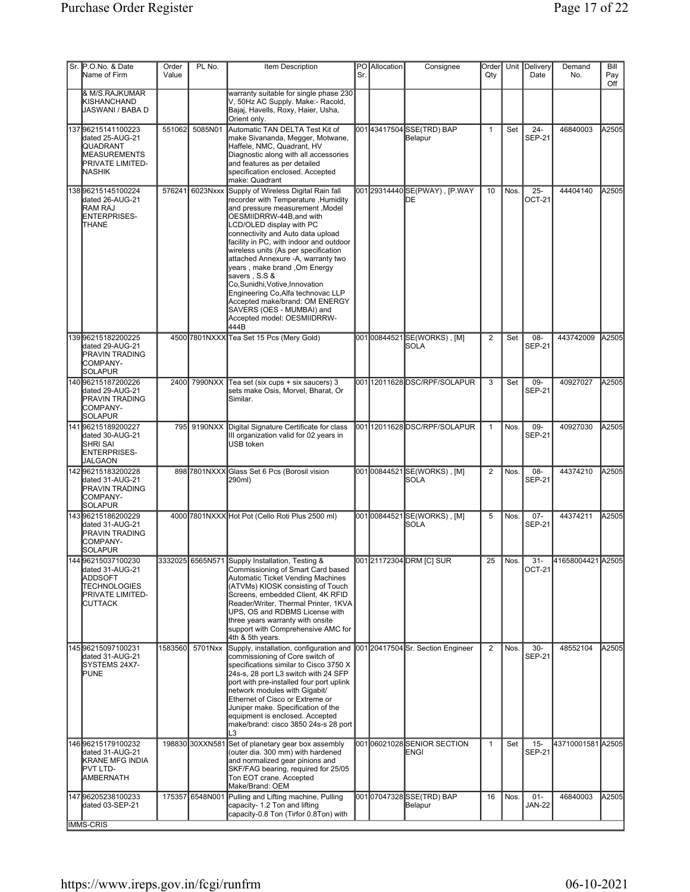| Sr. | P.O.No. & Date Name of Firm | Order Value | PL No. | Item Description | PO Sr. | Allocation | Consignee | Order Qty | Unit | Delivery Date | Demand No. | Bill Pay Off |
|---|---|---|---|---|---|---|---|---|---|---|---|---|
| | & M/S.RAJKUMAR KISHANCHAND JASWANI / BABA D | | | warranty suitable for single phase 230 V, 50Hz AC Supply. Make:- Racold, Bajaj, Havells, Roxy, Haier, Usha, Orient only. | | | | | | | | |
| 137 | 96215141100223 dated 25-AUG-21 QUADRANT MEASUREMENTS PRIVATE LIMITED-NASHIK | 551062 | 5085N01 | Automatic TAN DELTA Test Kit of make Sivananda, Megger, Motwane, Haffele, NMC, Quadrant, HV Diagnostic along with all accessories and features as per detailed specification enclosed. Accepted make: Quadrant | 001 | 43417504 | SSE(TRD) BAP Belapur | 1 | Set | 24-SEP-21 | 46840003 | A2505 |
| 138 | 96215145100224 dated 26-AUG-21 RAM RAJ ENTERPRISES-THANE | 576241 | 6023Nxxx | Supply of Wireless Digital Rain fall recorder with Temperature ,Humidity and pressure measurement ,Model OESMIIDRRW-44B,and with LCD/OLED display with PC connectivity and Auto data upload facility in PC, with indoor and outdoor wireless units (As per specification attached Annexure -A, warranty two years , make brand ,Om Energy savers , S.S & Co,Sunidhi,Votive,Innovation Engineering Co,Alfa technovac LLP Accepted make/brand: OM ENERGY SAVERS (OES - MUMBAI) and Accepted model: OESMIIDRRW-444B | 001 | 29314440 | SE(PWAY) , [P.WAY DE | 10 | Nos. | 25-OCT-21 | 44404140 | A2505 |
| 139 | 96215182200225 dated 29-AUG-21 PRAVIN TRADING COMPANY-SOLAPUR | 4500 | 7801NXXX | Tea Set 15 Pcs (Mery Gold) | 001 | 00844521 | SE(WORKS) , [M] SOLA | 2 | Set | 08-SEP-21 | 443742009 | A2505 |
| 140 | 96215187200226 dated 29-AUG-21 PRAVIN TRADING COMPANY-SOLAPUR | 2400 | 7990NXX | Tea set (six cups + six saucers) 3 sets make Osis, Morvel, Bharat, Or Similar. | 001 | 12011628 | DSC/RPF/SOLAPUR | 3 | Set | 09-SEP-21 | 40927027 | A2505 |
| 141 | 96215189200227 dated 30-AUG-21 SHRI SAI ENTERPRISES-JALGAON | 795 | 9190NXX | Digital Signature Certificate for class III organization valid for 02 years in USB token | 001 | 12011628 | DSC/RPF/SOLAPUR | 1 | Nos. | 09-SEP-21 | 40927030 | A2505 |
| 142 | 96215183200228 dated 31-AUG-21 PRAVIN TRADING COMPANY-SOLAPUR | 898 | 7801NXXX | Glass Set 6 Pcs (Borosil vision 290ml) | 001 | 00844521 | SE(WORKS) , [M] SOLA | 2 | Nos. | 08-SEP-21 | 44374210 | A2505 |
| 143 | 96215186200229 dated 31-AUG-21 PRAVIN TRADING COMPANY-SOLAPUR | 4000 | 7801NXXX | Hot Pot (Cello Roti Plus 2500 ml) | 001 | 00844521 | SE(WORKS) , [M] SOLA | 5 | Nos. | 07-SEP-21 | 44374211 | A2505 |
| 144 | 96215037100230 dated 31-AUG-21 ADDSOFT TECHNOLOGIES PRIVATE LIMITED-CUTTACK | 3332025 | 6565N571 | Supply Installation, Testing & Commissioning of Smart Card based Automatic Ticket Vending Machines (ATVMs) KIOSK consisting of Touch Screens, embedded Client, 4K RFID Reader/Writer, Thermal Printer, 1KVA UPS, OS and RDBMS License with three years warranty with onsite support with Comprehensive AMC for 4th & 5th years. | 001 | 21172304 | DRM [C] SUR | 25 | Nos. | 31-OCT-21 | 41658004421 | A2505 |
| 145 | 96215097100231 dated 31-AUG-21 SYSTEMS 24X7-PUNE | 1583560 | 5701Nxx | Supply, installation, configuration and commissioning of Core switch of specifications similar to Cisco 3750 X 24s-s, 28 port L3 switch with 24 SFP port with pre-installed four port uplink network modules with Gigabit/ Ethernet of Cisco or Extreme or Juniper make. Specification of the equipment is enclosed. Accepted make/brand: cisco 3850 24s-s 28 port L3 | 001 | 20417504 | Sr. Section Engineer | 2 | Nos. | 30-SEP-21 | 48552104 | A2505 |
| 146 | 96215179100232 dated 31-AUG-21 KRANE MFG INDIA PVT LTD-AMBERNATH | 198830 | 30XXN581 | Set of planetary gear box assembly (outer dia. 300 mm) with hardened and normalized gear pinions and SKF/FAG bearing, required for 25/05 Ton EOT crane. Accepted Make/Brand: OEM | 001 | 06021028 | SENIOR SECTION ENGI | 1 | Set | 15-SEP-21 | 43710001581 | A2505 |
| 147 | 96205238100233 dated 03-SEP-21 | 175357 | 6548N001 | Pulling and Lifting machine, Pulling capacity- 1.2 Ton and lifting capacity-0.8 Ton (Tirfor 0.8Ton) with | 001 | 07047328 | SSE(TRD) BAP Belapur | 16 | Nos. | 01-JAN-22 | 46840003 | A2505 |

IMMS-CRIS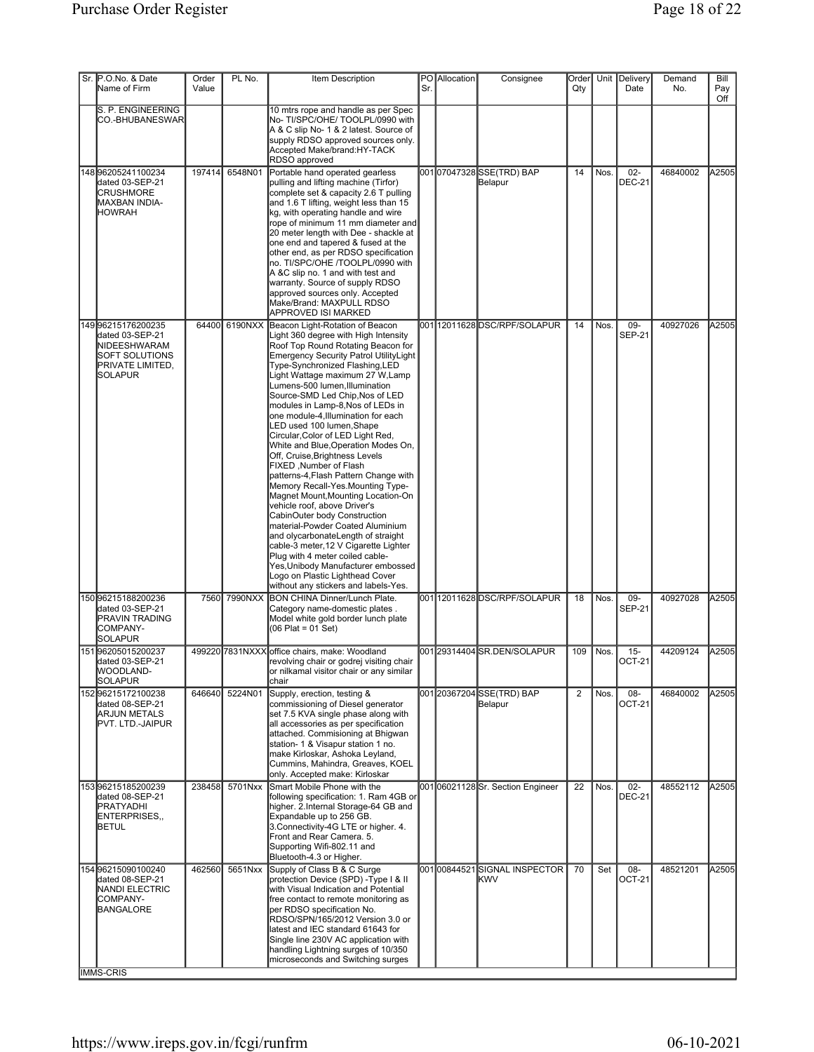| Sr. | P.O.No. & Date Name of Firm | Order Value | PL No. | Item Description | PO Sr. | Allocation | Consignee | Order Qty | Unit | Delivery Date | Demand No. | Bill Pay Off |
|---|---|---|---|---|---|---|---|---|---|---|---|---|
| | S. P. ENGINEERING CO.-BHUBANESWAR | | | 10 mtrs rope and handle as per Spec No- TI/SPC/OHE/ TOOLPL/0990 with A & C slip No- 1 & 2 latest. Source of supply RDSO approved sources only. Accepted Make/brand:HY-TACK RDSO approved | | | | | | | | |
| 148 | 96205241100234 dated 03-SEP-21 CRUSHMORE MAXBAN INDIA-HOWRAH | 197414 | 6548N01 | Portable hand operated gearless pulling and lifting machine (Tirfor) complete set & capacity 2.6 T pulling and 1.6 T lifting, weight less than 15 kg, with operating handle and wire rope of minimum 11 mm diameter and 20 meter length with Dee - shackle at one end and tapered & fused at the other end, as per RDSO specification no. TI/SPC/OHE /TOOLPL/0990 with A &C slip no. 1 and with test and warranty. Source of supply RDSO approved sources only. Accepted Make/Brand: MAXPULL RDSO APPROVED ISI MARKED | 001 | 07047328 | SSE(TRD) BAP Belapur | 14 | Nos. | 02-DEC-21 | 46840002 | A2505 |
| 149 | 96215176200235 dated 03-SEP-21 NIDEESHWARAM SOFT SOLUTIONS PRIVATE LIMITED, SOLAPUR | 64400 | 6190NXX | Beacon Light-Rotation of Beacon Light 360 degree with High Intensity Roof Top Round Rotating Beacon for Emergency Security Patrol UtilityLight Type-Synchronized Flashing,LED Light Wattage maximum 27 W,Lamp Lumens-500 lumen,Illumination Source-SMD Led Chip,Nos of LED modules in Lamp-8,Nos of LEDs in one module-4,Illumination for each LED used 100 lumen,Shape Circular,Color of LED Light Red, White and Blue,Operation Modes On, Off, Cruise,Brightness Levels FIXED ,Number of Flash patterns-4,Flash Pattern Change with Memory Recall-Yes.Mounting Type-Magnet Mount,Mounting Location-On vehicle roof, above Driver's CabinOuter body Construction material-Powder Coated Aluminium and olycarbonateLength of straight cable-3 meter,12 V Cigarette Lighter Plug with 4 meter coiled cable-Yes,Unibody Manufacturer embossed Logo on Plastic Lighthead Cover without any stickers and labels-Yes. | 001 | 12011628 | DSC/RPF/SOLAPUR | 14 | Nos. | 09-SEP-21 | 40927026 | A2505 |
| 150 | 96215188200236 dated 03-SEP-21 PRAVIN TRADING COMPANY-SOLAPUR | 7560 | 7990NXX | BON CHINA Dinner/Lunch Plate. Category name-domestic plates . Model white gold border lunch plate (06 Plat = 01 Set) | 001 | 12011628 | DSC/RPF/SOLAPUR | 18 | Nos. | 09-SEP-21 | 40927028 | A2505 |
| 151 | 96205015200237 dated 03-SEP-21 WOODLAND-SOLAPUR | 499220 | 7831NXXX | office chairs, make: Woodland revolving chair or godrej visiting chair or nilkamal visitor chair or any similar chair | 001 | 29314404 | SR.DEN/SOLAPUR | 109 | Nos. | 15-OCT-21 | 44209124 | A2505 |
| 152 | 96215172100238 dated 08-SEP-21 ARJUN METALS PVT. LTD.-JAIPUR | 646640 | 5224N01 | Supply, erection, testing & commissioning of Diesel generator set 7.5 KVA single phase along with all accessories as per specification attached. Commisioning at Bhigwan station- 1 & Visapur station 1 no. make Kirloskar, Ashoka Leyland, Cummins, Mahindra, Greaves, KOEL only. Accepted make: Kirloskar | 001 | 20367204 | SSE(TRD) BAP Belapur | 2 | Nos. | 08-OCT-21 | 46840002 | A2505 |
| 153 | 96215185200239 dated 08-SEP-21 PRATYADHI ENTERPRISES,, BETUL | 238458 | 5701Nxx | Smart Mobile Phone with the following specification: 1. Ram 4GB or higher. 2.Internal Storage-64 GB and Expandable up to 256 GB. 3.Connectivity-4G LTE or higher. 4. Front and Rear Camera. 5. Supporting Wifi-802.11 and Bluetooth-4.3 or Higher. | 001 | 06021128 | Sr. Section Engineer | 22 | Nos. | 02-DEC-21 | 48552112 | A2505 |
| 154 | 96215090100240 dated 08-SEP-21 NANDI ELECTRIC COMPANY-BANGALORE | 462560 | 5651Nxx | Supply of Class B & C Surge protection Device (SPD) -Type I & II with Visual Indication and Potential free contact to remote monitoring as per RDSO specification No. RDSO/SPN/165/2012 Version 3.0 or latest and IEC standard 61643 for Single line 230V AC application with handling Lightning surges of 10/350 microseconds and Switching surges | 001 | 00844521 | SIGNAL INSPECTOR KWV | 70 | Set | 08-OCT-21 | 48521201 | A2505 |

IMMS-CRIS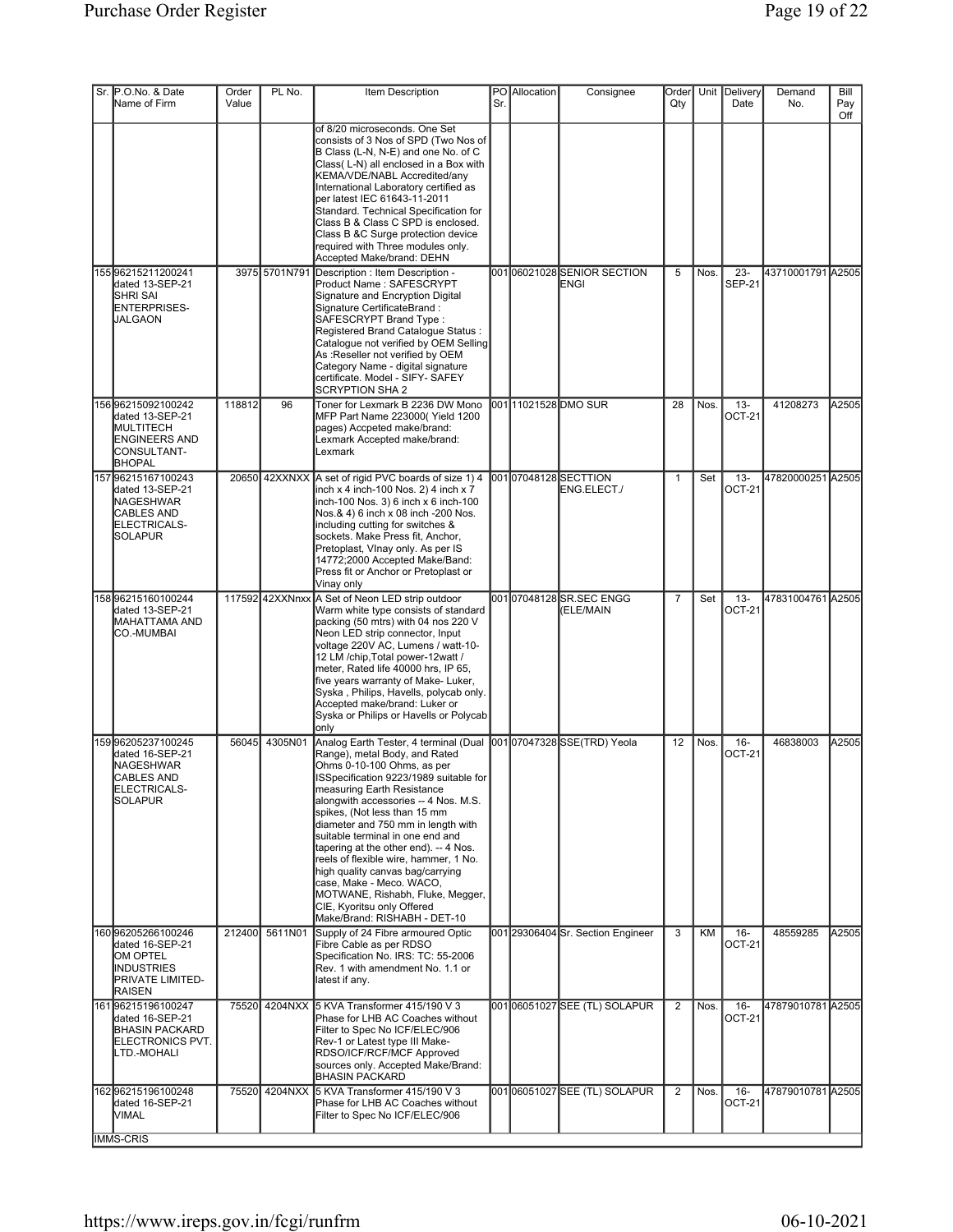| Sr. | P.O.No. & Date Name of Firm | Order Value | PL No. | Item Description | PO Sr. | Allocation | Consignee | Order Qty | Unit | Delivery Date | Demand No. | Bill Pay Off |
|---|---|---|---|---|---|---|---|---|---|---|---|---|
| | | | | of 8/20 microseconds. One Set consists of 3 Nos of SPD (Two Nos of B Class (L-N, N-E) and one No. of C Class( L-N) all enclosed in a Box with KEMA/VDE/NABL Accredited/any International Laboratory certified as per latest IEC 61643-11-2011 Standard. Technical Specification for Class B & Class C SPD is enclosed. Class B &C Surge protection device required with Three modules only. Accepted Make/brand: DEHN | | | | | | | | |
| 155 | 96215211200241 dated 13-SEP-21 SHRI SAI ENTERPRISES-JALGAON | 3975 | 5701N791 | Description : Item Description - Product Name : SAFESCRYPT Signature and Encryption Digital Signature CertificateBrand : SAFESCRYPT Brand Type : Registered Brand Catalogue Status : Catalogue not verified by OEM Selling As :Reseller not verified by OEM Category Name - digital signature certificate. Model - SIFY- SAFEY SCRYPTION SHA 2 | 001 | 06021028 | SENIOR SECTION ENGI | 5 | Nos. | 23-SEP-21 | 43710001791 | A2505 |
| 156 | 96215092100242 dated 13-SEP-21 MULTITECH ENGINEERS AND CONSULTANT-BHOPAL | 118812 | 96 | Toner for Lexmark B 2236 DW Mono MFP Part Name 223000( Yield 1200 pages) Accpeted make/brand: Lexmark Accepted make/brand: Lexmark | 001 | 11021528 | DMO SUR | 28 | Nos. | 13-OCT-21 | 41208273 | A2505 |
| 157 | 96215167100243 dated 13-SEP-21 NAGESHWAR CABLES AND ELECTRICALS-SOLAPUR | 20650 | 42XXNXX | A set of rigid PVC boards of size 1) 4 inch x 4 inch-100 Nos. 2) 4 inch x 7 inch-100 Nos. 3) 6 inch x 6 inch-100 Nos.& 4) 6 inch x 08 inch -200 Nos. including cutting for switches & sockets. Make Press fit, Anchor, Pretoplast, VInay only. As per IS 14772;2000 Accepted Make/Band: Press fit or Anchor or Pretoplast or Vinay only | 001 | 07048128 | SECTTION ENG.ELECT./ | 1 | Set | 13-OCT-21 | 47820000251 | A2505 |
| 158 | 96215160100244 dated 13-SEP-21 MAHATTAMA AND CO.-MUMBAI | 117592 | 42XXNnxx | A Set of Neon LED strip outdoor Warm white type consists of standard packing (50 mtrs) with 04 nos 220 V Neon LED strip connector, Input voltage 220V AC, Lumens / watt-10-12 LM /chip,Total power-12watt / meter, Rated life 40000 hrs, IP 65, five years warranty of Make- Luker, Syska , Philips, Havells, polycab only. Accepted make/brand: Luker or Syska or Philips or Havells or Polycab only | 001 | 07048128 | SR.SEC ENGG (ELE/MAIN | 7 | Set | 13-OCT-21 | 47831004761 | A2505 |
| 159 | 96205237100245 dated 16-SEP-21 NAGESHWAR CABLES AND ELECTRICALS-SOLAPUR | 56045 | 4305N01 | Analog Earth Tester, 4 terminal (Dual Range), metal Body, and Rated Ohms 0-10-100 Ohms, as per ISSpecification 9223/1989 suitable for measuring Earth Resistance alongwith accessories -- 4 Nos. M.S. spikes, (Not less than 15 mm diameter and 750 mm in length with suitable terminal in one end and tapering at the other end). -- 4 Nos. reels of flexible wire, hammer, 1 No. high quality canvas bag/carrying case, Make - Meco. WACO, MOTWANE, Rishabh, Fluke, Megger, CIE, Kyoritsu only Offered Make/Brand: RISHABH - DET-10 | 001 | 07047328 | SSE(TRD) Yeola | 12 | Nos. | 16-OCT-21 | 46838003 | A2505 |
| 160 | 96205266100246 dated 16-SEP-21 OM OPTEL INDUSTRIES PRIVATE LIMITED-RAISEN | 212400 | 5611N01 | Supply of 24 Fibre armoured Optic Fibre Cable as per RDSO Specification No. IRS: TC: 55-2006 Rev. 1 with amendment No. 1.1 or latest if any. | 001 | 29306404 | Sr. Section Engineer | 3 | KM | 16-OCT-21 | 48559285 | A2505 |
| 161 | 96215196100247 dated 16-SEP-21 BHASIN PACKARD ELECTRONICS PVT. LTD.-MOHALI | 75520 | 4204NXX | 5 KVA Transformer 415/190 V 3 Phase for LHB AC Coaches without Filter to Spec No ICF/ELEC/906 Rev-1 or Latest type III Make-RDSO/ICF/RCF/MCF Approved sources only. Accepted Make/Brand: BHASIN PACKARD | 001 | 06051027 | SEE (TL) SOLAPUR | 2 | Nos. | 16-OCT-21 | 47879010781 | A2505 |
| 162 | 96215196100248 dated 16-SEP-21 VIMAL | 75520 | 4204NXX | 5 KVA Transformer 415/190 V 3 Phase for LHB AC Coaches without Filter to Spec No ICF/ELEC/906 | 001 | 06051027 | SEE (TL) SOLAPUR | 2 | Nos. | 16-OCT-21 | 47879010781 | A2505 |

IMMS-CRIS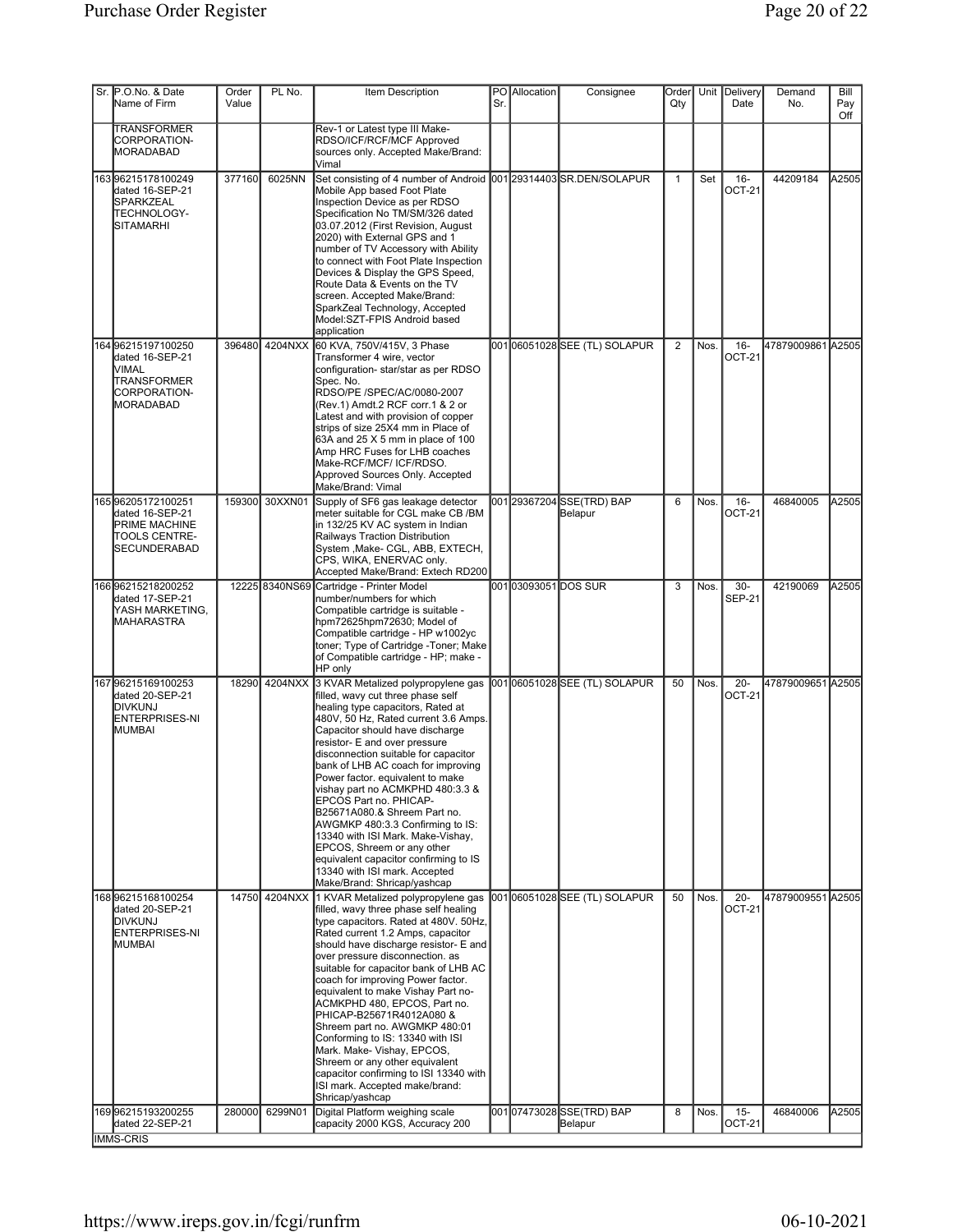| Sr. | P.O.No. & Date Name of Firm | Order Value | PL No. | Item Description | PO Sr. | Allocation | Consignee | Order Qty | Unit | Delivery Date | Demand No. | Bill Pay Off |
|---|---|---|---|---|---|---|---|---|---|---|---|---|
| | TRANSFORMER CORPORATION-MORADABAD | | | Rev-1 or Latest type III Make-RDSO/ICF/RCF/MCF Approved sources only. Accepted Make/Brand: Vimal | | | | | | | | |
| 163 | 96215178100249 dated 16-SEP-21 SPARKZEAL TECHNOLOGY-SITAMARHI | 377160 | 6025NN | Set consisting of 4 number of Android Mobile App based Foot Plate Inspection Device as per RDSO Specification No TM/SM/326 dated 03.07.2012 (First Revision, August 2020) with External GPS and 1 number of TV Accessory with Ability to connect with Foot Plate Inspection Devices & Display the GPS Speed, Route Data & Events on the TV screen. Accepted Make/Brand: SparkZeal Technology, Accepted Model:SZT-FPIS Android based application | 001 | 29314403 | SR.DEN/SOLAPUR | 1 | Set | 16-OCT-21 | 44209184 | A2505 |
| 164 | 96215197100250 dated 16-SEP-21 VIMAL TRANSFORMER CORPORATION-MORADABAD | 396480 | 4204NXX | 60 KVA, 750V/415V, 3 Phase Transformer 4 wire, vector configuration- star/star as per RDSO Spec. No. RDSO/PE /SPEC/AC/0080-2007 (Rev.1) Amdt.2 RCF corr.1 & 2 or Latest and with provision of copper strips of size 25X4 mm in Place of 63A and 25 X 5 mm in place of 100 Amp HRC Fuses for LHB coaches Make-RCF/MCF/ ICF/RDSO. Approved Sources Only. Accepted Make/Brand: Vimal | 001 | 06051028 | SEE (TL) SOLAPUR | 2 | Nos. | 16-OCT-21 | 47879009861 | A2505 |
| 165 | 96205172100251 dated 16-SEP-21 PRIME MACHINE TOOLS CENTRE-SECUNDERABAD | 159300 | 30XXN01 | Supply of SF6 gas leakage detector meter suitable for CGL make CB /BM in 132/25 KV AC system in Indian Railways Traction Distribution System ,Make- CGL, ABB, EXTECH, CPS, WIKA, ENERVAC only. Accepted Make/Brand: Extech RD200 | 001 | 29367204 | SSE(TRD) BAP Belapur | 6 | Nos. | 16-OCT-21 | 46840005 | A2505 |
| 166 | 96215218200252 dated 17-SEP-21 YASH MARKETING, MAHARASTRA | 12225 | 8340NS69 | Cartridge - Printer Model number/numbers for which Compatible cartridge is suitable - hpm72625hpm72630; Model of Compatible cartridge - HP w1002yc toner; Type of Cartridge -Toner; Make of Compatible cartridge - HP; make - HP only | 001 | 03093051 | DOS SUR | 3 | Nos. | 30-SEP-21 | 42190069 | A2505 |
| 167 | 96215169100253 dated 20-SEP-21 DIVKUNJ ENTERPRISES-NI MUMBAI | 18290 | 4204NXX | 3 KVAR Metalized polypropylene gas filled, wavy cut three phase self healing type capacitors, Rated at 480V, 50 Hz, Rated current 3.6 Amps. Capacitor should have discharge resistor- E and over pressure disconnection suitable for capacitor bank of LHB AC coach for improving Power factor. equivalent to make vishay part no ACMKPHD 480:3.3 & EPCOS Part no. PHICAP-B25671A080.& Shreem Part no. AWGMKP 480:3.3 Confirming to IS: 13340 with ISI Mark. Make-Vishay, EPCOS, Shreem or any other equivalent capacitor confirming to IS 13340 with ISI mark. Accepted Make/Brand: Shricap/yashcap | 001 | 06051028 | SEE (TL) SOLAPUR | 50 | Nos. | 20-OCT-21 | 47879009651 | A2505 |
| 168 | 96215168100254 dated 20-SEP-21 DIVKUNJ ENTERPRISES-NI MUMBAI | 14750 | 4204NXX | 1 KVAR Metalized polypropylene gas filled, wavy three phase self healing type capacitors. Rated at 480V. 50Hz, Rated current 1.2 Amps, capacitor should have discharge resistor- E and over pressure disconnection. as suitable for capacitor bank of LHB AC coach for improving Power factor. equivalent to make Vishay Part no-ACMKPHD 480, EPCOS, Part no. PHICAP-B25671R4012A080 & Shreem part no. AWGMKP 480:01 Conforming to IS: 13340 with ISI Mark. Make- Vishay, EPCOS, Shreem or any other equivalent capacitor confirming to ISI 13340 with ISI mark. Accepted make/brand: Shricap/yashcap | 001 | 06051028 | SEE (TL) SOLAPUR | 50 | Nos. | 20-OCT-21 | 47879009551 | A2505 |
| 169 | 96215193200255 dated 22-SEP-21 | 280000 | 6299N01 | Digital Platform weighing scale capacity 2000 KGS, Accuracy 200 | 001 | 07473028 | SSE(TRD) BAP Belapur | 8 | Nos. | 15-OCT-21 | 46840006 | A2505 |

IMMS-CRIS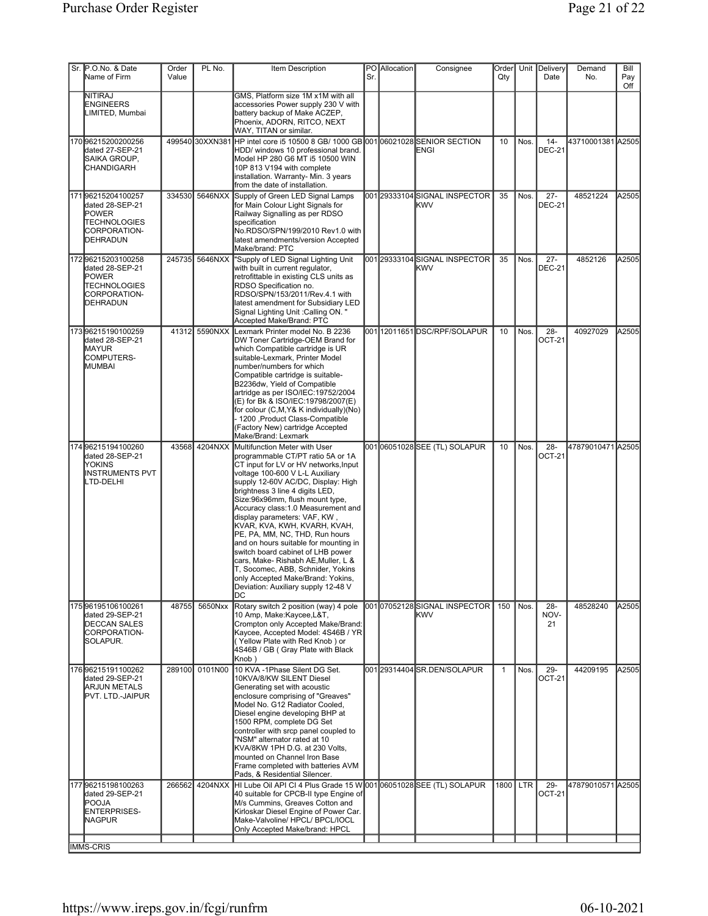| Sr. | P.O.No. & Date Name of Firm | Order Value | PL No. | Item Description | PO Sr. | Allocation | Consignee | Order Qty | Unit | Delivery Date | Demand No. | Bill Pay Off |
|---|---|---|---|---|---|---|---|---|---|---|---|---|
| | NITIRAJ ENGINEERS LIMITED, Mumbai | | | GMS, Platform size 1M x1M with all accessories Power supply 230 V with battery backup of Make ACZEP, Phoenix, ADORN, RITCO, NEXT WAY, TITAN or similar. | | | | | | | | |
| 170 | 96215200200256 dated 27-SEP-21 SAIKA GROUP, CHANDIGARH | 499540 | 30XXN381 | HP intel core i5 10500 8 GB/ 1000 GB HDD/ windows 10 professional brand. Model HP 280 G6 MT i5 10500 WIN 10P 813 V194 with complete installation. Warranty- Min. 3 years from the date of installation. | 001 | 06021028 | SENIOR SECTION ENGI | 10 | Nos. | 14-DEC-21 | 43710001381 | A2505 |
| 171 | 96215204100257 dated 28-SEP-21 POWER TECHNOLOGIES CORPORATION-DEHRADUN | 334530 | 5646NXX | Supply of Green LED Signal Lamps for Main Colour Light Signals for Railway Signalling as per RDSO specification No.RDSO/SPN/199/2010 Rev1.0 with latest amendments/version Accepted Make/brand: PTC | 001 | 29333104 | SIGNAL INSPECTOR KWV | 35 | Nos. | 27-DEC-21 | 48521224 | A2505 |
| 172 | 96215203100258 dated 28-SEP-21 POWER TECHNOLOGIES CORPORATION-DEHRADUN | 245735 | 5646NXX | "Supply of LED Signal Lighting Unit with built in current regulator, retrofittable in existing CLS units as RDSO Specification no. RDSO/SPN/153/2011/Rev.4.1 with latest amendment for Subsidiary LED Signal Lighting Unit :Calling ON. " Accepted Make/Brand: PTC | 001 | 29333104 | SIGNAL INSPECTOR KWV | 35 | Nos. | 27-DEC-21 | 4852126 | A2505 |
| 173 | 96215190100259 dated 28-SEP-21 MAYUR COMPUTERS-MUMBAI | 41312 | 5590NXX | Lexmark Printer model No. B 2236 DW Toner Cartridge-OEM Brand for which Compatible cartridge is UR suitable-Lexmark, Printer Model number/numbers for which Compatible cartridge is suitable-B2236dw, Yield of Compatible artridge as per ISO/IEC:19752/2004 (E) for Bk & ISO/IEC:19798/2007(E) for colour (C,M,Y& K individually)(No) - 1200 ,Product Class-Compatible (Factory New) cartridge Accepted Make/Brand: Lexmark | 001 | 12011651 | DSC/RPF/SOLAPUR | 10 | Nos. | 28-OCT-21 | 40927029 | A2505 |
| 174 | 96215194100260 dated 28-SEP-21 YOKINS INSTRUMENTS PVT LTD-DELHI | 43568 | 4204NXX | Multifunction Meter with User programmable CT/PT ratio 5A or 1A CT input for LV or HV networks,Input voltage 100-600 V L-L Auxiliary supply 12-60V AC/DC, Display: High brightness 3 line 4 digits LED, Size:96x96mm, flush mount type, Accuracy class:1.0 Measurement and display parameters: VAF, KW , KVAR, KVA, KWH, KVARH, KVAH, PE, PA, MM, NC, THD, Run hours and on hours suitable for mounting in switch board cabinet of LHB power cars, Make- Rishabh AE,Muller, L & T, Socomec, ABB, Schnider, Yokins only Accepted Make/Brand: Yokins, Deviation: Auxiliary supply 12-48 V DC | 001 | 06051028 | SEE (TL) SOLAPUR | 10 | Nos. | 28-OCT-21 | 47879010471 | A2505 |
| 175 | 96195106100261 dated 29-SEP-21 DECCAN SALES CORPORATION-SOLAPUR. | 48755 | 5650Nxx | Rotary switch 2 position (way) 4 pole 10 Amp, Make:Kaycee,L&T, Crompton only Accepted Make/Brand: Kaycee, Accepted Model: 4S46B / YR ( Yellow Plate with Red Knob ) or 4S46B / GB ( Gray Plate with Black Knob ) | 001 | 07052128 | SIGNAL INSPECTOR KWV | 150 | Nos. | 28-NOV-21 | 48528240 | A2505 |
| 176 | 96215191100262 dated 29-SEP-21 ARJUN METALS PVT. LTD.-JAIPUR | 289100 | 0101N00 | 10 KVA -1Phase Silent DG Set. 10KVA/8/KW SILENT Diesel Generating set with acoustic enclosure comprising of "Greaves" Model No. G12 Radiator Cooled, Diesel engine developing BHP at 1500 RPM, complete DG Set controller with srcp panel coupled to "NSM" alternator rated at 10 KVA/8KW 1PH D.G. at 230 Volts, mounted on Channel Iron Base Frame completed with batteries AVM Pads, & Residential Silencer. | 001 | 29314404 | SR.DEN/SOLAPUR | 1 | Nos. | 29-OCT-21 | 44209195 | A2505 |
| 177 | 96215198100263 dated 29-SEP-21 POOJA ENTERPRISES-NAGPUR | 266562 | 4204NXX | HI Lube Oil API CI 4 Plus Grade 15 W 40 suitable for CPCB-II type Engine of M/s Cummins, Greaves Cotton and Kirloskar Diesel Engine of Power Car. Make-Valvoline/ HPCL/ BPCL/IOCL Only Accepted Make/brand: HPCL | 001 | 06051028 | SEE (TL) SOLAPUR | 1800 | LTR | 29-OCT-21 | 47879010571 | A2505 |

IMMS-CRIS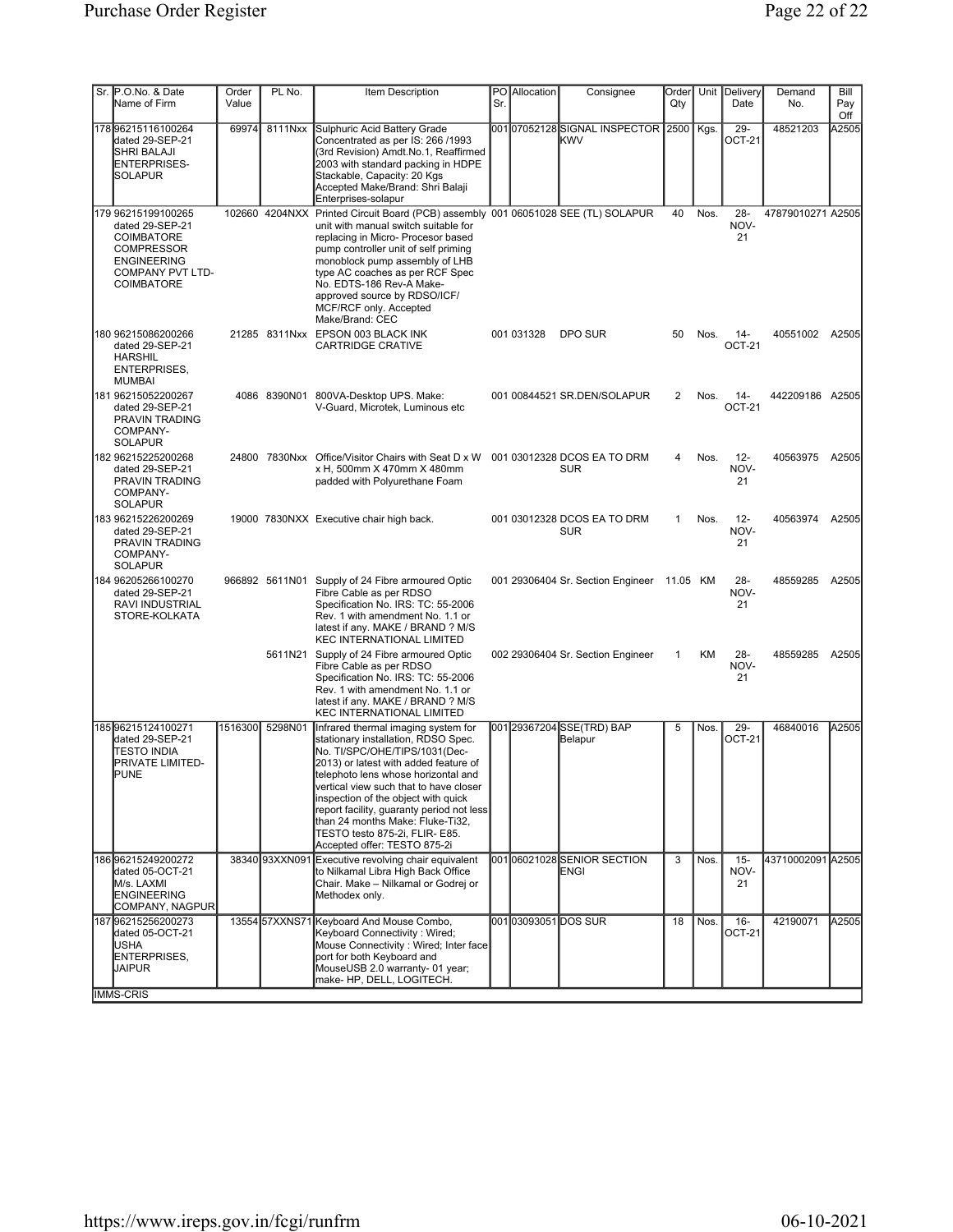| Sr. | P.O.No. & Date Name of Firm | Order Value | PL No. | Item Description | PO Sr. | Allocation | Consignee | Order Qty | Unit | Delivery Date | Demand No. | Bill Pay Off |
|---|---|---|---|---|---|---|---|---|---|---|---|---|
| 178 | 96215116100264 dated 29-SEP-21 SHRI BALAJI ENTERPRISES-SOLAPUR | 69974 | 8111Nxx | Sulphuric Acid Battery Grade Concentrated as per IS: 266 /1993 (3rd Revision) Amdt.No.1, Reaffirmed 2003 with standard packing in HDPE Stackable, Capacity: 20 Kgs Accepted Make/Brand: Shri Balaji Enterprises-solapur | 001 | 07052128 | SIGNAL INSPECTOR KWV | 2500 | Kgs. | 29-OCT-21 | 48521203 | A2505 |
| 179 | 96215199100265 dated 29-SEP-21 COIMBATORE COMPRESSOR ENGINEERING COMPANY PVT LTD-COIMBATORE | 102660 | 4204NXX | Printed Circuit Board (PCB) assembly unit with manual switch suitable for replacing in Micro- Procesor based pump controller unit of self priming monoblock pump assembly of LHB type AC coaches as per RCF Spec No. EDTS-186 Rev-A Make-approved source by RDSO/ICF/ MCF/RCF only. Accepted Make/Brand: CEC | 001 | 06051028 | SEE (TL) SOLAPUR | 40 | Nos. | 28-NOV-21 | 47879010271 | A2505 |
| 180 | 96215086200266 dated 29-SEP-21 HARSHIL ENTERPRISES, MUMBAI | 21285 | 8311Nxx | EPSON 003 BLACK INK CARTRIDGE CRATIVE | 001 | 031328 | DPO SUR | 50 | Nos. | 14-OCT-21 | 40551002 | A2505 |
| 181 | 96215052200267 dated 29-SEP-21 PRAVIN TRADING COMPANY-SOLAPUR | 4086 | 8390N01 | 800VA-Desktop UPS. Make: V-Guard, Microtek, Luminous etc | 001 | 00844521 | SR.DEN/SOLAPUR | 2 | Nos. | 14-OCT-21 | 442209186 | A2505 |
| 182 | 96215225200268 dated 29-SEP-21 PRAVIN TRADING COMPANY-SOLAPUR | 24800 | 7830Nxx | Office/Visitor Chairs with Seat D x W x H, 500mm X 470mm X 480mm padded with Polyurethane Foam | 001 | 03012328 | DCOS EA TO DRM SUR | 4 | Nos. | 12-NOV-21 | 40563975 | A2505 |
| 183 | 96215226200269 dated 29-SEP-21 PRAVIN TRADING COMPANY-SOLAPUR | 19000 | 7830NXX | Executive chair high back. | 001 | 03012328 | DCOS EA TO DRM SUR | 1 | Nos. | 12-NOV-21 | 40563974 | A2505 |
| 184 | 96205266100270 dated 29-SEP-21 RAVI INDUSTRIAL STORE-KOLKATA | 966892 | 5611N01 | Supply of 24 Fibre armoured Optic Fibre Cable as per RDSO Specification No. IRS: TC: 55-2006 Rev. 1 with amendment No. 1.1 or latest if any. MAKE / BRAND ? M/S KEC INTERNATIONAL LIMITED | 001 | 29306404 | Sr. Section Engineer | 11.05 | KM | 28-NOV-21 | 48559285 | A2505 |
| | | | 5611N21 | Supply of 24 Fibre armoured Optic Fibre Cable as per RDSO Specification No. IRS: TC: 55-2006 Rev. 1 with amendment No. 1.1 or latest if any. MAKE / BRAND ? M/S KEC INTERNATIONAL LIMITED | 002 | 29306404 | Sr. Section Engineer | 1 | KM | 28-NOV-21 | 48559285 | A2505 |
| 185 | 96215124100271 dated 29-SEP-21 TESTO INDIA PRIVATE LIMITED-PUNE | 1516300 | 5298N01 | Infrared thermal imaging system for stationary installation, RDSO Spec. No. TI/SPC/OHE/TIPS/1031(Dec-2013) or latest with added feature of telephoto lens whose horizontal and vertical view such that to have closer inspection of the object with quick report facility, guaranty period not less than 24 months Make: Fluke-Ti32, TESTO testo 875-2i, FLIR- E85. Accepted offer: TESTO 875-2i | 001 | 29367204 | SSE(TRD) BAP Belapur | 5 | Nos. | 29-OCT-21 | 46840016 | A2505 |
| 186 | 96215249200272 dated 05-OCT-21 M/s. LAXMI ENGINEERING COMPANY, NAGPUR | 38340 | 93XXN091 | Executive revolving chair equivalent to Nilkamal Libra High Back Office Chair. Make – Nilkamal or Godrej or Methodex only. | 001 | 06021028 | SENIOR SECTION ENGI | 3 | Nos. | 15-NOV-21 | 43710002091 | A2505 |
| 187 | 96215256200273 dated 05-OCT-21 USHA ENTERPRISES, JAIPUR | 13554 | 57XXNS71 | Keyboard And Mouse Combo, Keyboard Connectivity : Wired; Mouse Connectivity : Wired; Inter face port for both Keyboard and MouseUSB 2.0 warranty- 01 year; make- HP, DELL, LOGITECH. | 001 | 03093051 | DOS SUR | 18 | Nos. | 16-OCT-21 | 42190071 | A2505 |

IMMS-CRIS